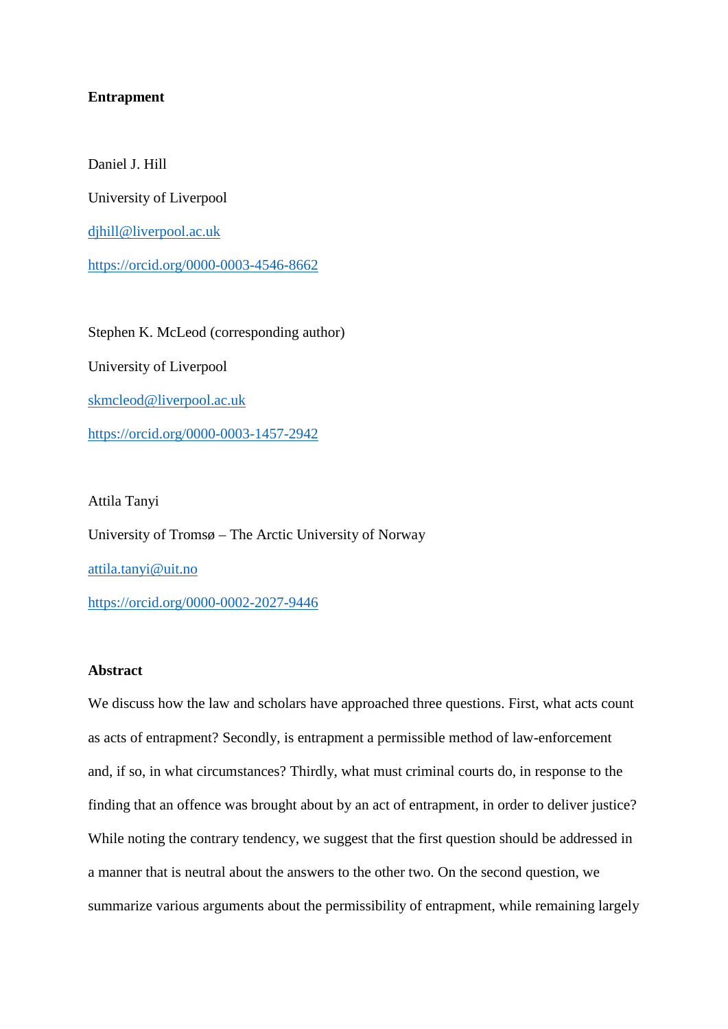**Entrapment**

Daniel J. Hill

University of Liverpool

djhill@liverpool.ac.uk

https://orcid.org/0000-0003-4546-8662

Stephen K. McLeod (corresponding author)

University of Liverpool

skmcleod@liverpool.ac.uk

https://orcid.org/0000-0003-1457-2942

Attila Tanyi

University of Tromsø – The Arctic University of Norway

attila.tanyi@uit.no

https://orcid.org/0000-0002-2027-9446

**Abstract**

We discuss how the law and scholars have approached three questions. First, what acts count as acts of entrapment? Secondly, is entrapment a permissible method of law-enforcement and, if so, in what circumstances? Thirdly, what must criminal courts do, in response to the finding that an offence was brought about by an act of entrapment, in order to deliver justice? While noting the contrary tendency, we suggest that the first question should be addressed in a manner that is neutral about the answers to the other two. On the second question, we summarize various arguments about the permissibility of entrapment, while remaining largely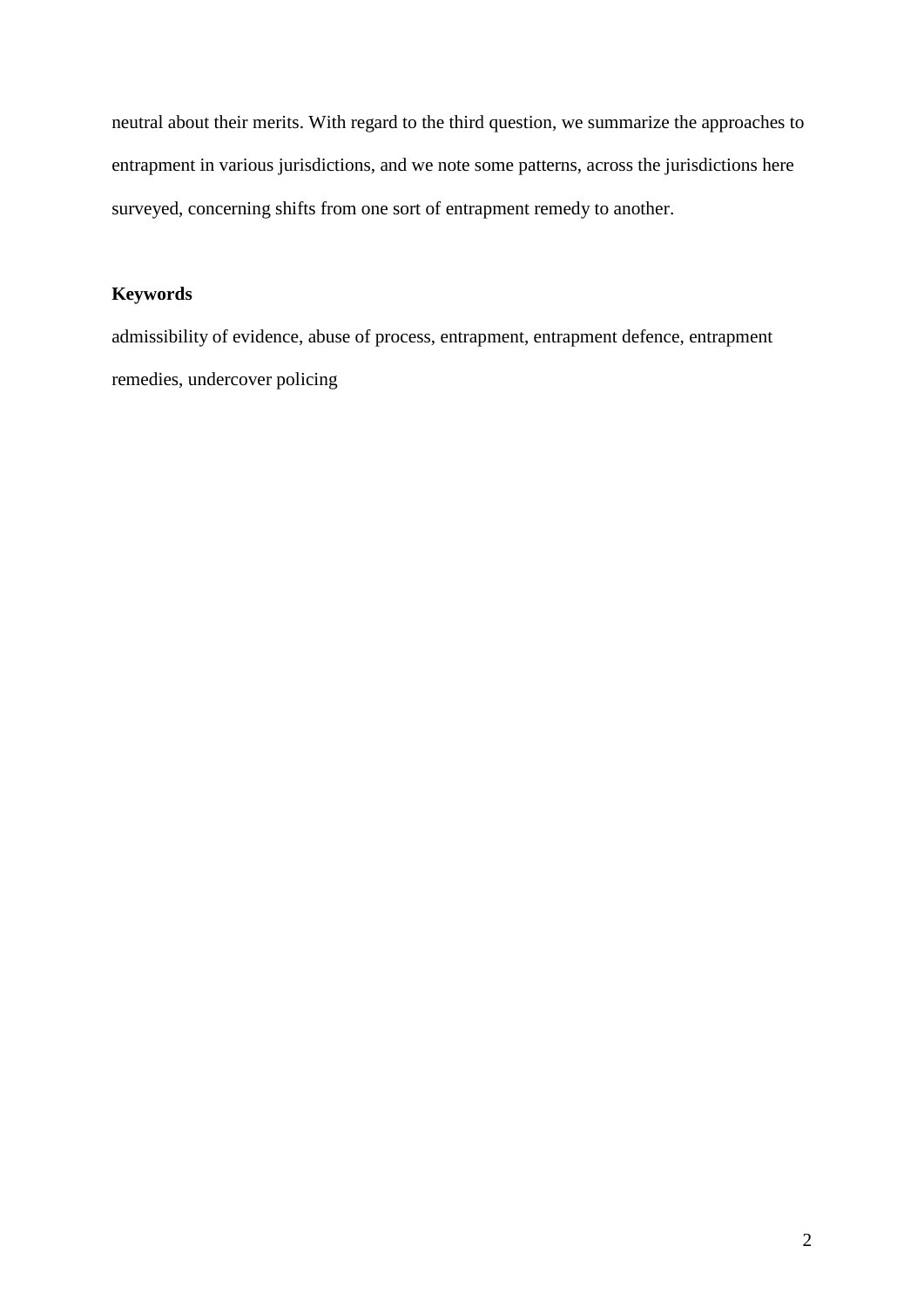neutral about their merits. With regard to the third question, we summarize the approaches to entrapment in various jurisdictions, and we note some patterns, across the jurisdictions here surveyed, concerning shifts from one sort of entrapment remedy to another.

**Keywords**

admissibility of evidence, abuse of process, entrapment, entrapment defence, entrapment remedies, undercover policing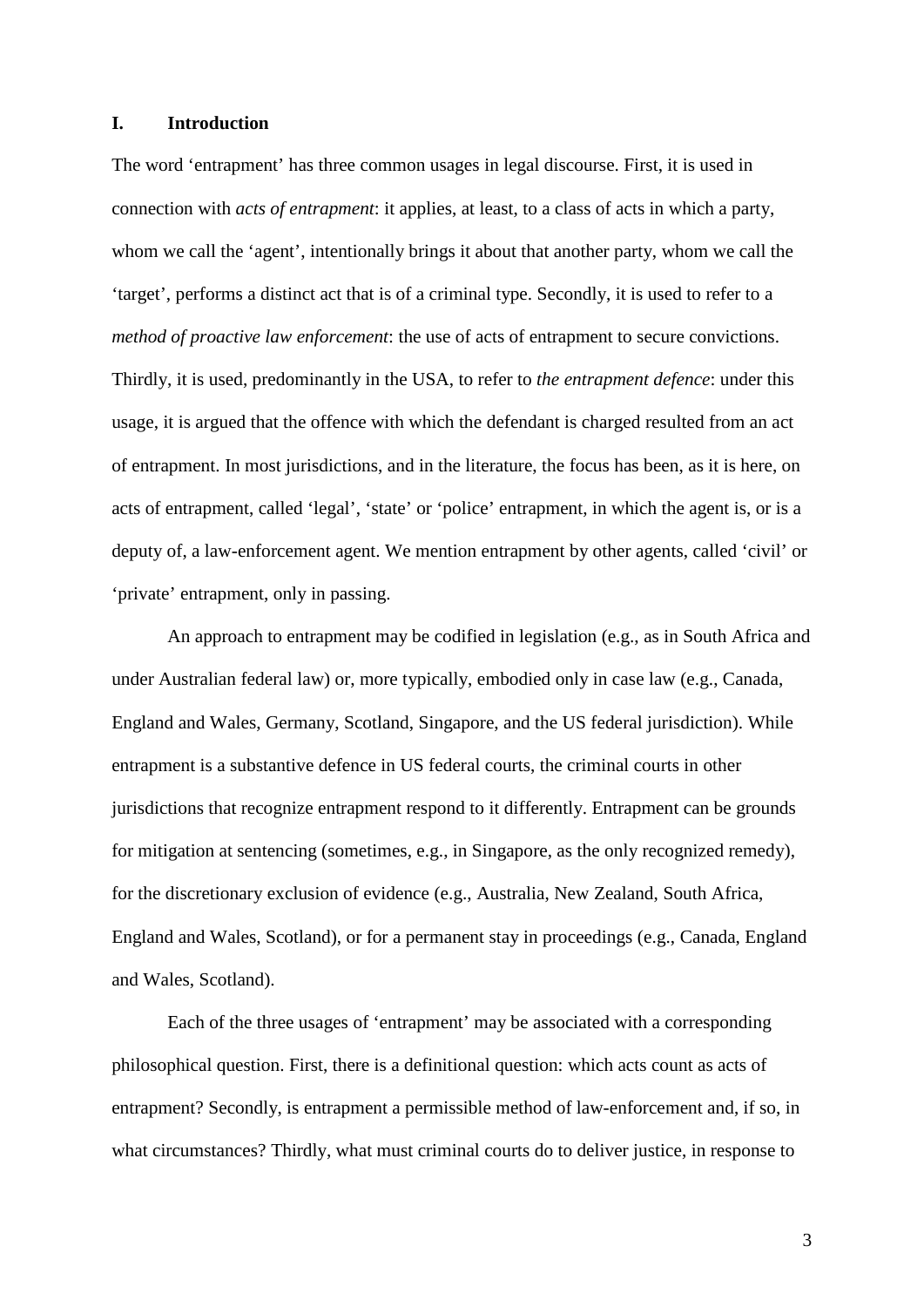## I. Introduction

The word 'entrapment' has three common usages in legal discourse. First, it is used in connection with *acts of entrapment*: it applies, at least, to a class of acts in which a party, whom we call the 'agent', intentionally brings it about that another party, whom we call the 'target', performs a distinct act that is of a criminal type. Secondly, it is used to refer to a *method of proactive law enforcement*: the use of acts of entrapment to secure convictions. Thirdly, it is used, predominantly in the USA, to refer to *the entrapment defence*: under this usage, it is argued that the offence with which the defendant is charged resulted from an act of entrapment. In most jurisdictions, and in the literature, the focus has been, as it is here, on acts of entrapment, called 'legal', 'state' or 'police' entrapment, in which the agent is, or is a deputy of, a law-enforcement agent. We mention entrapment by other agents, called 'civil' or 'private' entrapment, only in passing.

An approach to entrapment may be codified in legislation (e.g., as in South Africa and under Australian federal law) or, more typically, embodied only in case law (e.g., Canada, England and Wales, Germany, Scotland, Singapore, and the US federal jurisdiction). While entrapment is a substantive defence in US federal courts, the criminal courts in other jurisdictions that recognize entrapment respond to it differently. Entrapment can be grounds for mitigation at sentencing (sometimes, e.g., in Singapore, as the only recognized remedy), for the discretionary exclusion of evidence (e.g., Australia, New Zealand, South Africa, England and Wales, Scotland), or for a permanent stay in proceedings (e.g., Canada, England and Wales, Scotland).

Each of the three usages of 'entrapment' may be associated with a corresponding philosophical question. First, there is a definitional question: which acts count as acts of entrapment? Secondly, is entrapment a permissible method of law-enforcement and, if so, in what circumstances? Thirdly, what must criminal courts do to deliver justice, in response to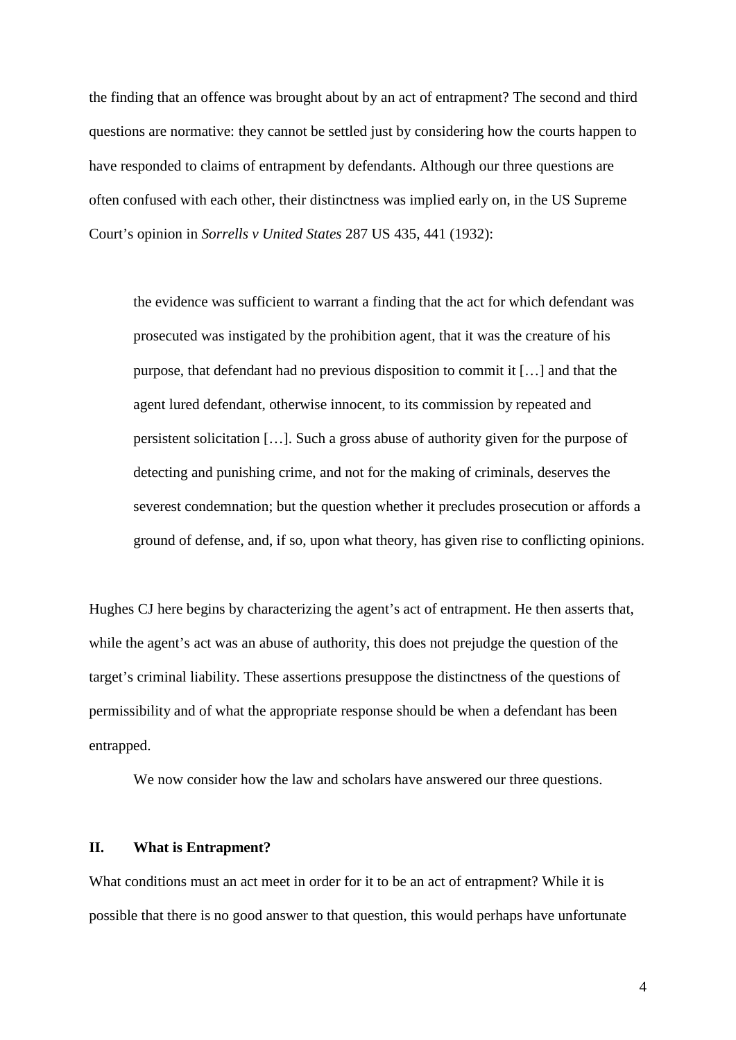the finding that an offence was brought about by an act of entrapment? The second and third questions are normative: they cannot be settled just by considering how the courts happen to have responded to claims of entrapment by defendants. Although our three questions are often confused with each other, their distinctness was implied early on, in the US Supreme Court's opinion in *Sorrells v United States* 287 US 435, 441 (1932):

> the evidence was sufficient to warrant a finding that the act for which defendant was prosecuted was instigated by the prohibition agent, that it was the creature of his purpose, that defendant had no previous disposition to commit it […] and that the agent lured defendant, otherwise innocent, to its commission by repeated and persistent solicitation […]. Such a gross abuse of authority given for the purpose of detecting and punishing crime, and not for the making of criminals, deserves the severest condemnation; but the question whether it precludes prosecution or affords a ground of defense, and, if so, upon what theory, has given rise to conflicting opinions.

Hughes CJ here begins by characterizing the agent's act of entrapment. He then asserts that, while the agent's act was an abuse of authority, this does not prejudge the question of the target's criminal liability. These assertions presuppose the distinctness of the questions of permissibility and of what the appropriate response should be when a defendant has been entrapped.

We now consider how the law and scholars have answered our three questions.

## II. What is Entrapment?

What conditions must an act meet in order for it to be an act of entrapment? While it is possible that there is no good answer to that question, this would perhaps have unfortunate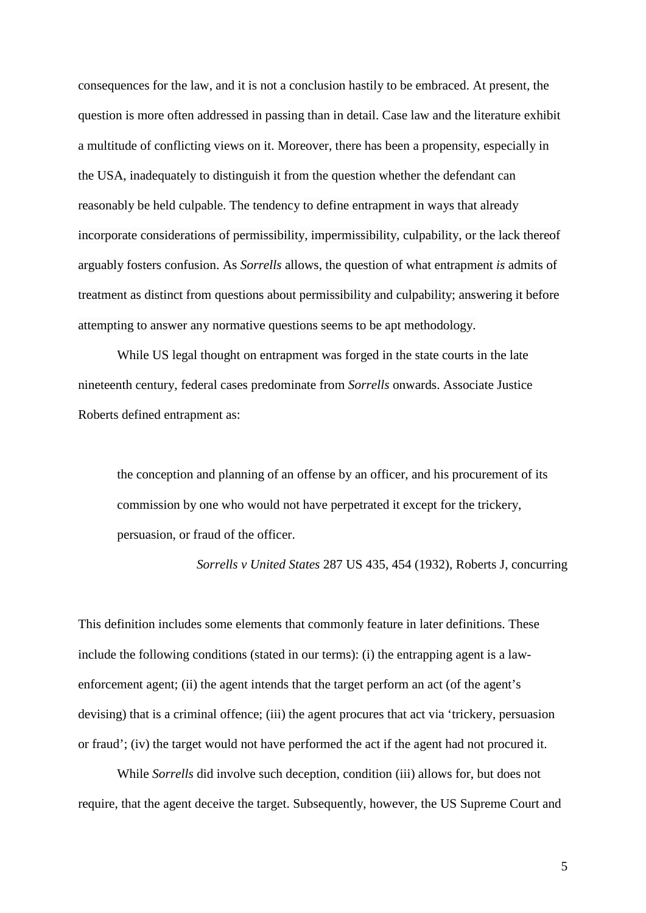consequences for the law, and it is not a conclusion hastily to be embraced. At present, the question is more often addressed in passing than in detail. Case law and the literature exhibit a multitude of conflicting views on it. Moreover, there has been a propensity, especially in the USA, inadequately to distinguish it from the question whether the defendant can reasonably be held culpable. The tendency to define entrapment in ways that already incorporate considerations of permissibility, impermissibility, culpability, or the lack thereof arguably fosters confusion. As *Sorrells* allows, the question of what entrapment *is* admits of treatment as distinct from questions about permissibility and culpability; answering it before attempting to answer any normative questions seems to be apt methodology.

While US legal thought on entrapment was forged in the state courts in the late nineteenth century, federal cases predominate from *Sorrells* onwards. Associate Justice Roberts defined entrapment as:

> the conception and planning of an offense by an officer, and his procurement of its commission by one who would not have perpetrated it except for the trickery, persuasion, or fraud of the officer.
>
> *Sorrells v United States* 287 US 435, 454 (1932), Roberts J, concurring

This definition includes some elements that commonly feature in later definitions. These include the following conditions (stated in our terms): (i) the entrapping agent is a law-enforcement agent; (ii) the agent intends that the target perform an act (of the agent's devising) that is a criminal offence; (iii) the agent procures that act via 'trickery, persuasion or fraud'; (iv) the target would not have performed the act if the agent had not procured it.

While *Sorrells* did involve such deception, condition (iii) allows for, but does not require, that the agent deceive the target. Subsequently, however, the US Supreme Court and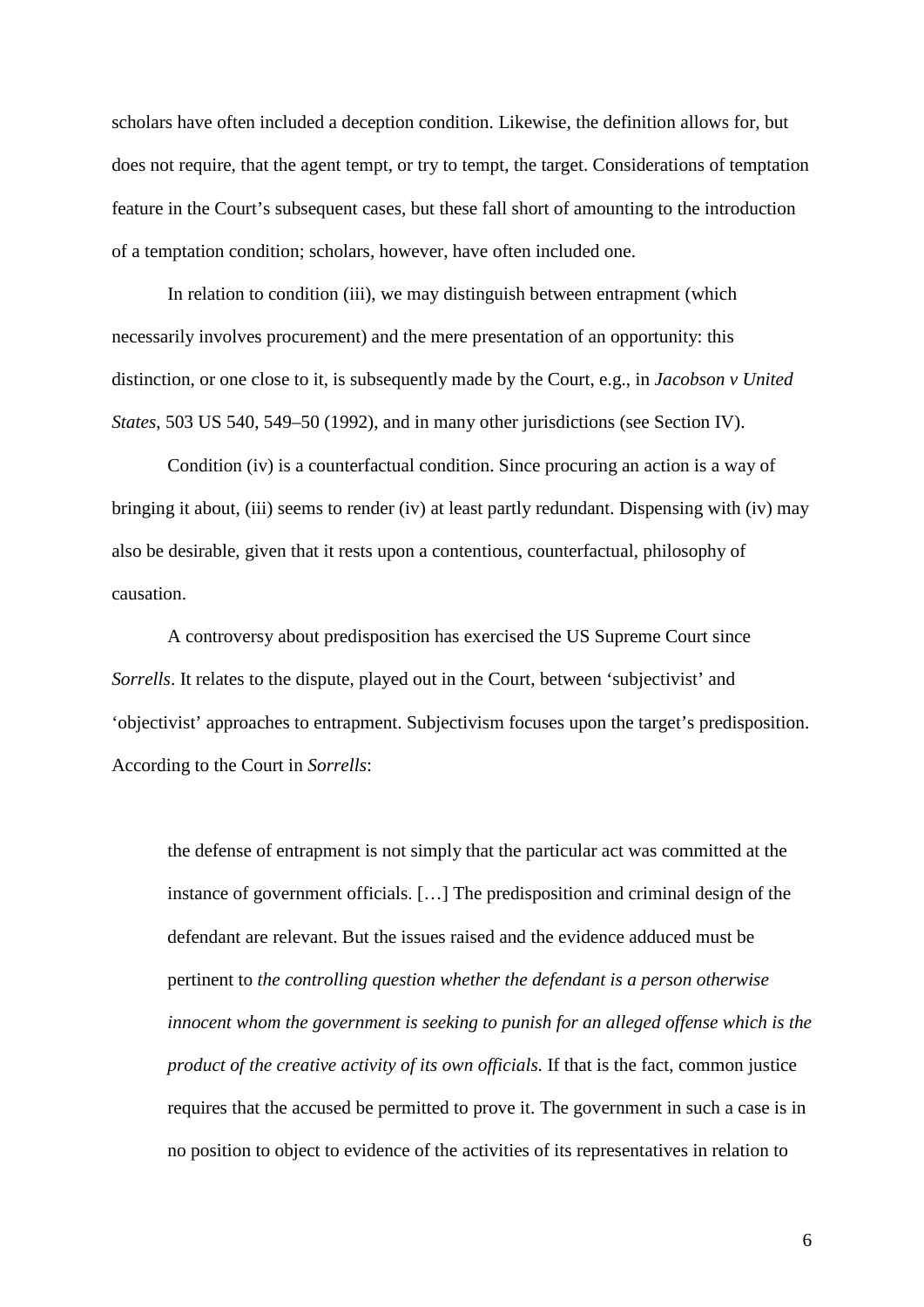scholars have often included a deception condition. Likewise, the definition allows for, but does not require, that the agent tempt, or try to tempt, the target. Considerations of temptation feature in the Court's subsequent cases, but these fall short of amounting to the introduction of a temptation condition; scholars, however, have often included one.

In relation to condition (iii), we may distinguish between entrapment (which necessarily involves procurement) and the mere presentation of an opportunity: this distinction, or one close to it, is subsequently made by the Court, e.g., in *Jacobson v United States*, 503 US 540, 549–50 (1992), and in many other jurisdictions (see Section IV).

Condition (iv) is a counterfactual condition. Since procuring an action is a way of bringing it about, (iii) seems to render (iv) at least partly redundant. Dispensing with (iv) may also be desirable, given that it rests upon a contentious, counterfactual, philosophy of causation.

A controversy about predisposition has exercised the US Supreme Court since *Sorrells*. It relates to the dispute, played out in the Court, between 'subjectivist' and 'objectivist' approaches to entrapment. Subjectivism focuses upon the target's predisposition. According to the Court in *Sorrells*:

> the defense of entrapment is not simply that the particular act was committed at the instance of government officials. […] The predisposition and criminal design of the defendant are relevant. But the issues raised and the evidence adduced must be pertinent to *the controlling question whether the defendant is a person otherwise innocent whom the government is seeking to punish for an alleged offense which is the product of the creative activity of its own officials.* If that is the fact, common justice requires that the accused be permitted to prove it. The government in such a case is in no position to object to evidence of the activities of its representatives in relation to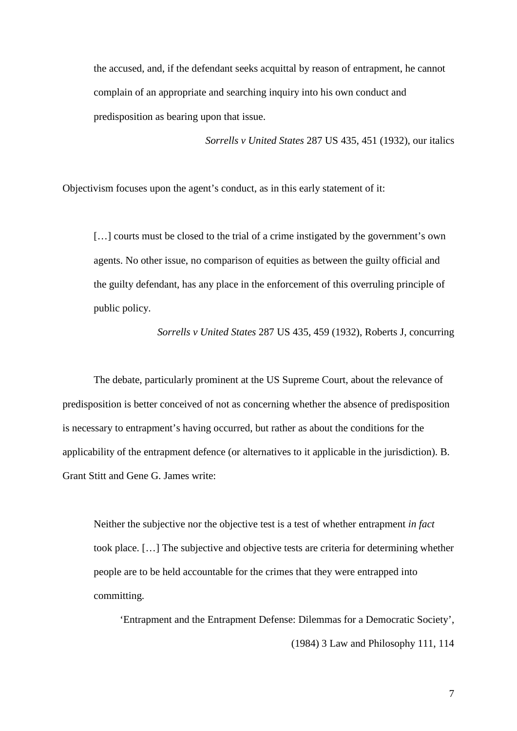> the accused, and, if the defendant seeks acquittal by reason of entrapment, he cannot complain of an appropriate and searching inquiry into his own conduct and predisposition as bearing upon that issue.
>
> *Sorrells v United States* 287 US 435, 451 (1932), our italics

Objectivism focuses upon the agent's conduct, as in this early statement of it:

> […] courts must be closed to the trial of a crime instigated by the government's own agents. No other issue, no comparison of equities as between the guilty official and the guilty defendant, has any place in the enforcement of this overruling principle of public policy.
>
> *Sorrells v United States* 287 US 435, 459 (1932), Roberts J, concurring

The debate, particularly prominent at the US Supreme Court, about the relevance of predisposition is better conceived of not as concerning whether the absence of predisposition is necessary to entrapment's having occurred, but rather as about the conditions for the applicability of the entrapment defence (or alternatives to it applicable in the jurisdiction). B. Grant Stitt and Gene G. James write:

> Neither the subjective nor the objective test is a test of whether entrapment *in fact* took place. […] The subjective and objective tests are criteria for determining whether people are to be held accountable for the crimes that they were entrapped into committing.
>
> 'Entrapment and the Entrapment Defense: Dilemmas for a Democratic Society', (1984) 3 Law and Philosophy 111, 114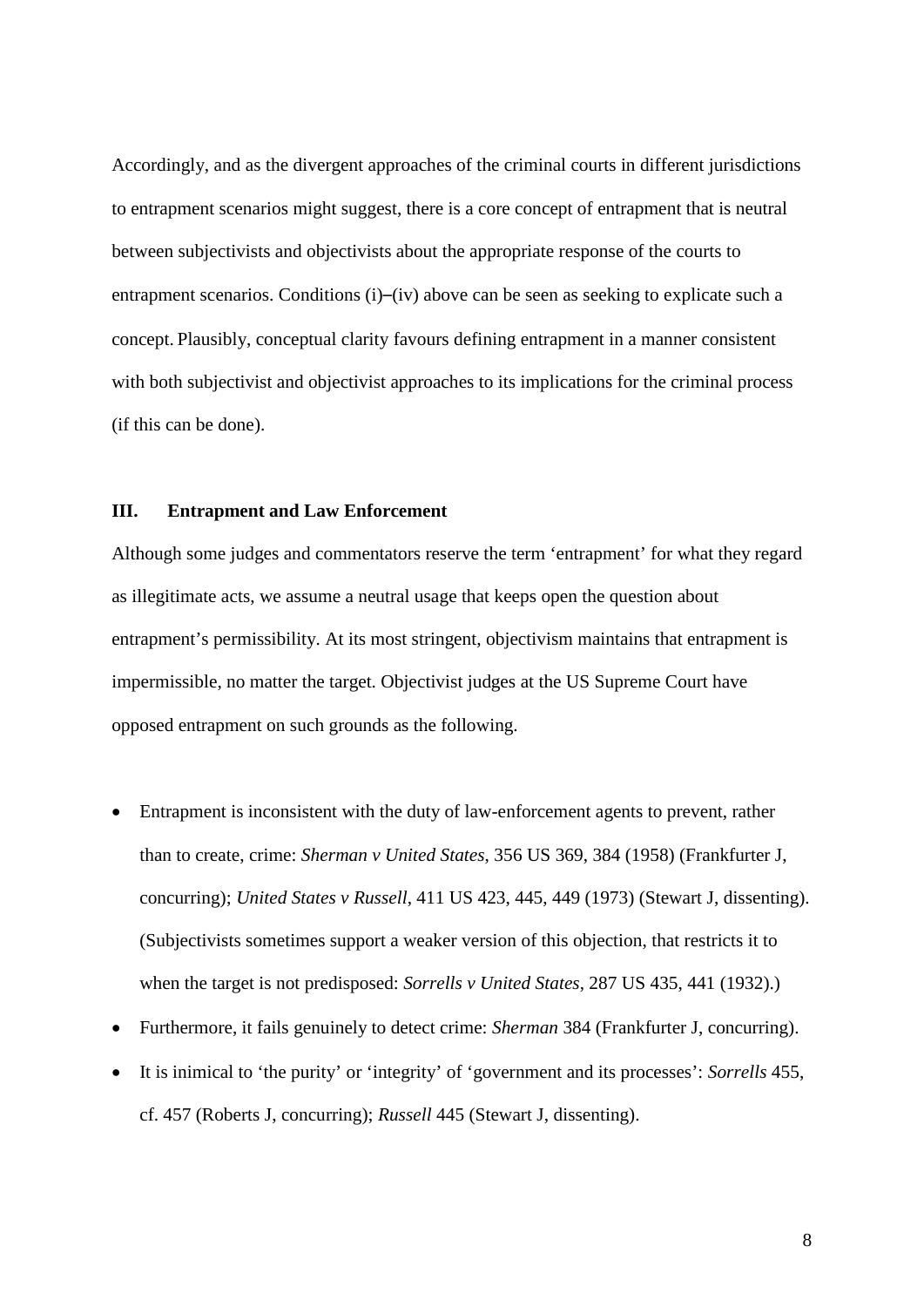Accordingly, and as the divergent approaches of the criminal courts in different jurisdictions to entrapment scenarios might suggest, there is a core concept of entrapment that is neutral between subjectivists and objectivists about the appropriate response of the courts to entrapment scenarios. Conditions (i)–(iv) above can be seen as seeking to explicate such a concept. Plausibly, conceptual clarity favours defining entrapment in a manner consistent with both subjectivist and objectivist approaches to its implications for the criminal process (if this can be done).

## III. Entrapment and Law Enforcement

Although some judges and commentators reserve the term 'entrapment' for what they regard as illegitimate acts, we assume a neutral usage that keeps open the question about entrapment's permissibility. At its most stringent, objectivism maintains that entrapment is impermissible, no matter the target. Objectivist judges at the US Supreme Court have opposed entrapment on such grounds as the following.

- Entrapment is inconsistent with the duty of law-enforcement agents to prevent, rather than to create, crime: *Sherman v United States*, 356 US 369, 384 (1958) (Frankfurter J, concurring); *United States v Russell*, 411 US 423, 445, 449 (1973) (Stewart J, dissenting). (Subjectivists sometimes support a weaker version of this objection, that restricts it to when the target is not predisposed: *Sorrells v United States*, 287 US 435, 441 (1932).)
- Furthermore, it fails genuinely to detect crime: *Sherman* 384 (Frankfurter J, concurring).
- It is inimical to 'the purity' or 'integrity' of 'government and its processes': *Sorrells* 455, cf. 457 (Roberts J, concurring); *Russell* 445 (Stewart J, dissenting).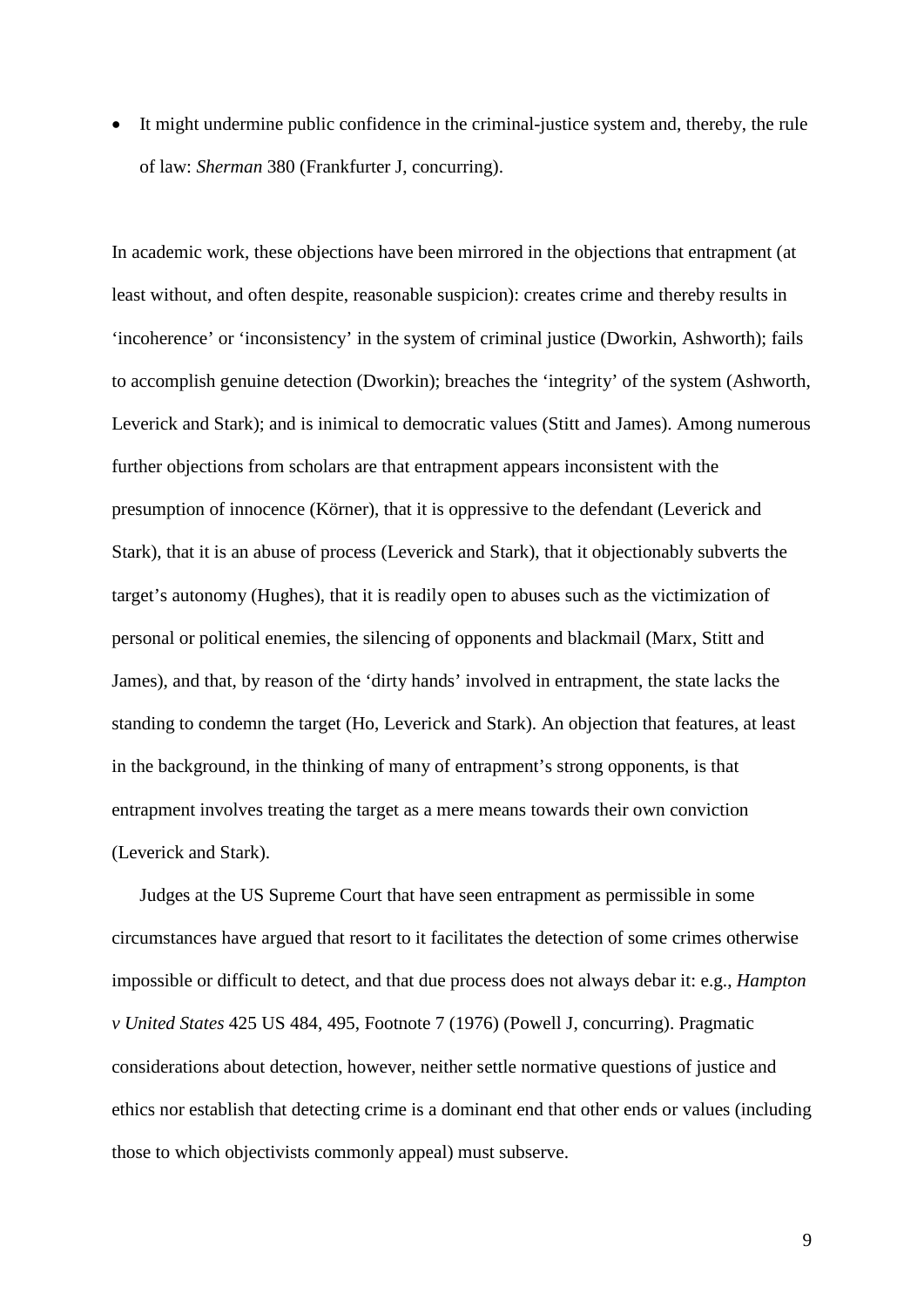- It might undermine public confidence in the criminal-justice system and, thereby, the rule of law: *Sherman* 380 (Frankfurter J, concurring).

In academic work, these objections have been mirrored in the objections that entrapment (at least without, and often despite, reasonable suspicion): creates crime and thereby results in 'incoherence' or 'inconsistency' in the system of criminal justice (Dworkin, Ashworth); fails to accomplish genuine detection (Dworkin); breaches the 'integrity' of the system (Ashworth, Leverick and Stark); and is inimical to democratic values (Stitt and James). Among numerous further objections from scholars are that entrapment appears inconsistent with the presumption of innocence (Körner), that it is oppressive to the defendant (Leverick and Stark), that it is an abuse of process (Leverick and Stark), that it objectionably subverts the target's autonomy (Hughes), that it is readily open to abuses such as the victimization of personal or political enemies, the silencing of opponents and blackmail (Marx, Stitt and James), and that, by reason of the 'dirty hands' involved in entrapment, the state lacks the standing to condemn the target (Ho, Leverick and Stark). An objection that features, at least in the background, in the thinking of many of entrapment's strong opponents, is that entrapment involves treating the target as a mere means towards their own conviction (Leverick and Stark).

Judges at the US Supreme Court that have seen entrapment as permissible in some circumstances have argued that resort to it facilitates the detection of some crimes otherwise impossible or difficult to detect, and that due process does not always debar it: e.g., *Hampton v United States* 425 US 484, 495, Footnote 7 (1976) (Powell J, concurring). Pragmatic considerations about detection, however, neither settle normative questions of justice and ethics nor establish that detecting crime is a dominant end that other ends or values (including those to which objectivists commonly appeal) must subserve.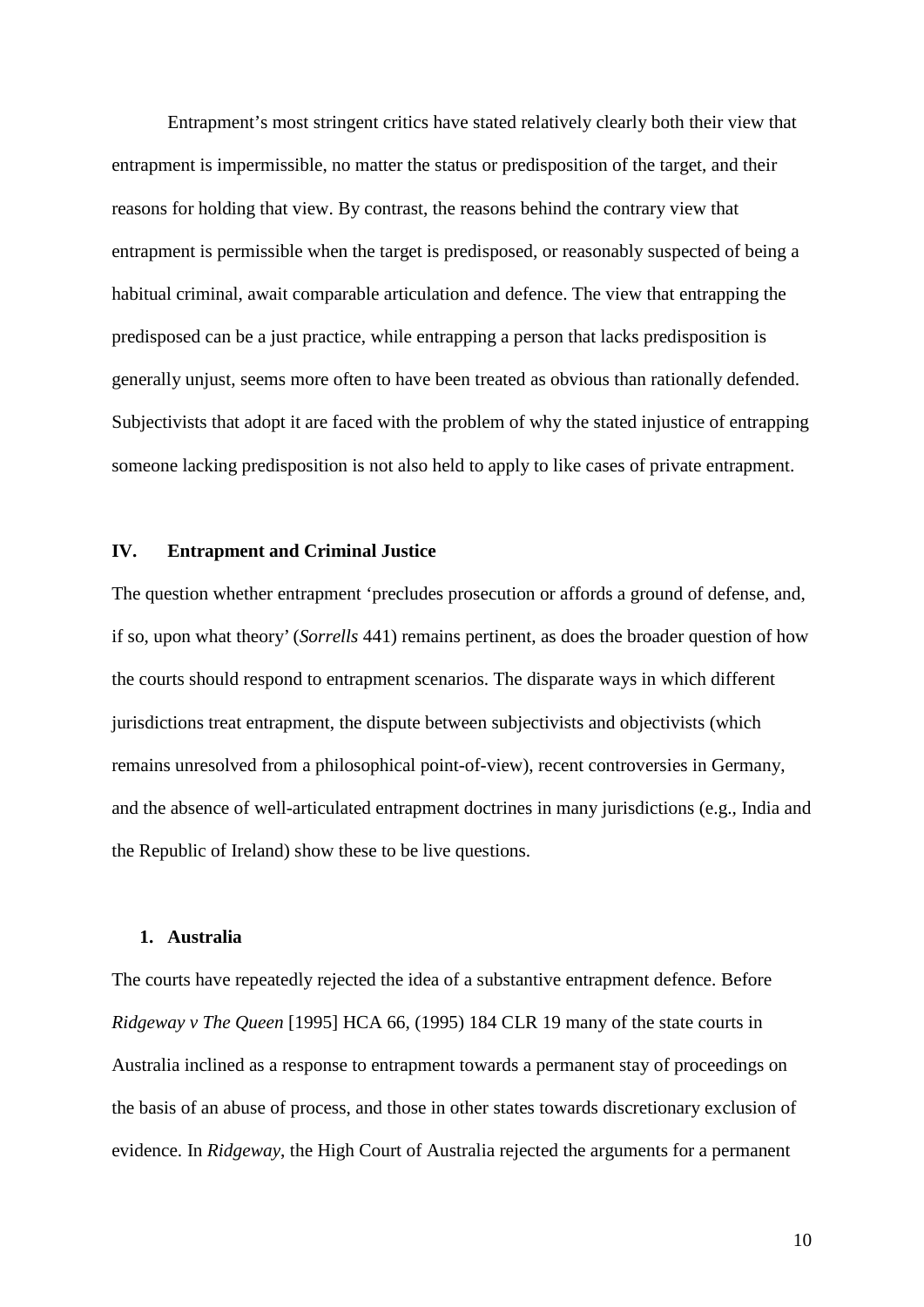Entrapment's most stringent critics have stated relatively clearly both their view that entrapment is impermissible, no matter the status or predisposition of the target, and their reasons for holding that view. By contrast, the reasons behind the contrary view that entrapment is permissible when the target is predisposed, or reasonably suspected of being a habitual criminal, await comparable articulation and defence. The view that entrapping the predisposed can be a just practice, while entrapping a person that lacks predisposition is generally unjust, seems more often to have been treated as obvious than rationally defended. Subjectivists that adopt it are faced with the problem of why the stated injustice of entrapping someone lacking predisposition is not also held to apply to like cases of private entrapment.

## IV. Entrapment and Criminal Justice

The question whether entrapment 'precludes prosecution or affords a ground of defense, and, if so, upon what theory' (*Sorrells* 441) remains pertinent, as does the broader question of how the courts should respond to entrapment scenarios. The disparate ways in which different jurisdictions treat entrapment, the dispute between subjectivists and objectivists (which remains unresolved from a philosophical point-of-view), recent controversies in Germany, and the absence of well-articulated entrapment doctrines in many jurisdictions (e.g., India and the Republic of Ireland) show these to be live questions.

### 1. Australia

The courts have repeatedly rejected the idea of a substantive entrapment defence. Before *Ridgeway v The Queen* [1995] HCA 66, (1995) 184 CLR 19 many of the state courts in Australia inclined as a response to entrapment towards a permanent stay of proceedings on the basis of an abuse of process, and those in other states towards discretionary exclusion of evidence. In *Ridgeway*, the High Court of Australia rejected the arguments for a permanent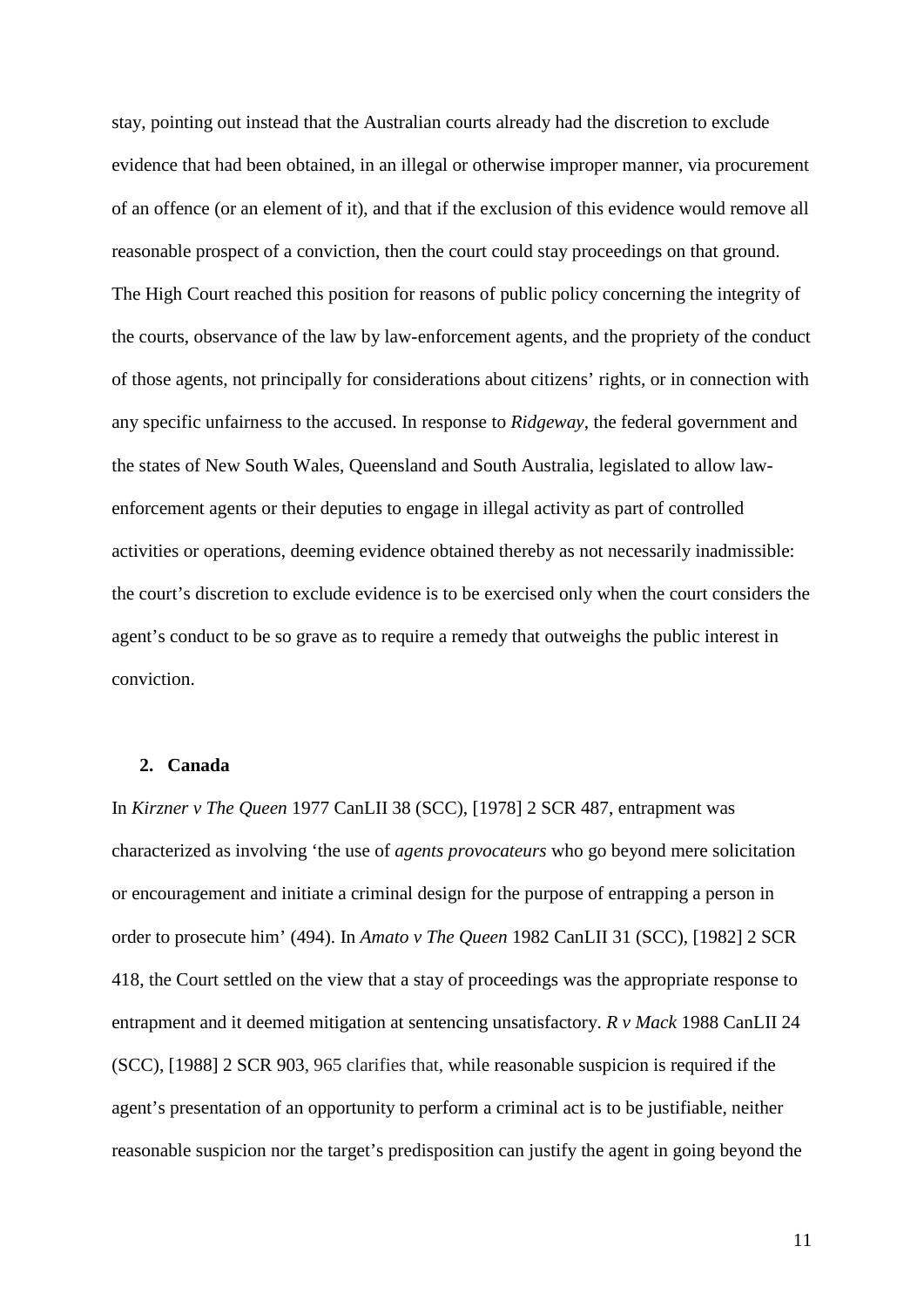stay, pointing out instead that the Australian courts already had the discretion to exclude evidence that had been obtained, in an illegal or otherwise improper manner, via procurement of an offence (or an element of it), and that if the exclusion of this evidence would remove all reasonable prospect of a conviction, then the court could stay proceedings on that ground. The High Court reached this position for reasons of public policy concerning the integrity of the courts, observance of the law by law-enforcement agents, and the propriety of the conduct of those agents, not principally for considerations about citizens' rights, or in connection with any specific unfairness to the accused. In response to *Ridgeway*, the federal government and the states of New South Wales, Queensland and South Australia, legislated to allow law-enforcement agents or their deputies to engage in illegal activity as part of controlled activities or operations, deeming evidence obtained thereby as not necessarily inadmissible: the court's discretion to exclude evidence is to be exercised only when the court considers the agent's conduct to be so grave as to require a remedy that outweighs the public interest in conviction.

## 2. Canada

In *Kirzner v The Queen* 1977 CanLII 38 (SCC), [1978] 2 SCR 487, entrapment was characterized as involving 'the use of *agents provocateurs* who go beyond mere solicitation or encouragement and initiate a criminal design for the purpose of entrapping a person in order to prosecute him' (494). In *Amato v The Queen* 1982 CanLII 31 (SCC), [1982] 2 SCR 418, the Court settled on the view that a stay of proceedings was the appropriate response to entrapment and it deemed mitigation at sentencing unsatisfactory. *R v Mack* 1988 CanLII 24 (SCC), [1988] 2 SCR 903, 965 clarifies that, while reasonable suspicion is required if the agent's presentation of an opportunity to perform a criminal act is to be justifiable, neither reasonable suspicion nor the target's predisposition can justify the agent in going beyond the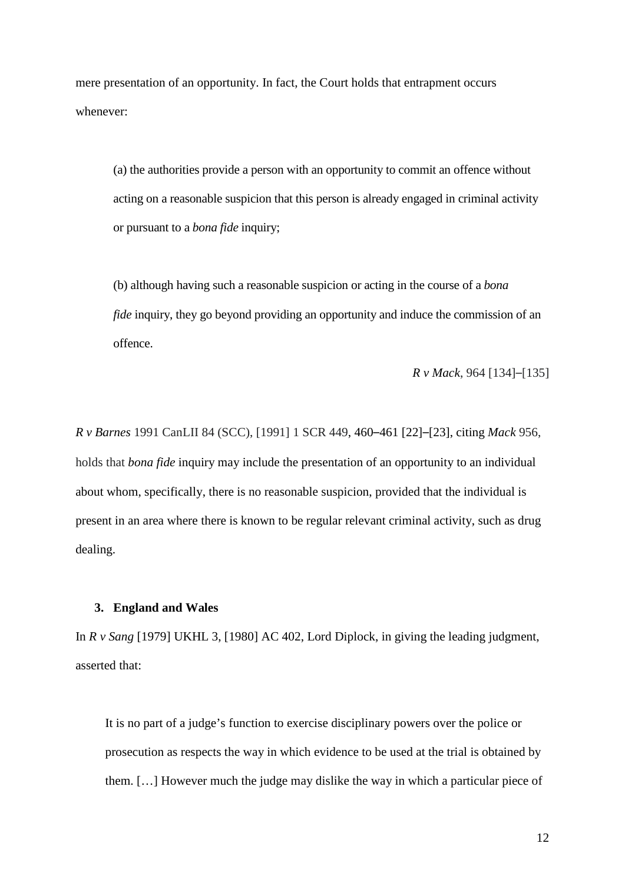mere presentation of an opportunity. In fact, the Court holds that entrapment occurs whenever:

> (a) the authorities provide a person with an opportunity to commit an offence without acting on a reasonable suspicion that this person is already engaged in criminal activity or pursuant to a *bona fide* inquiry;
>
> (b) although having such a reasonable suspicion or acting in the course of a *bona fide* inquiry, they go beyond providing an opportunity and induce the commission of an offence.
>
> *R v Mack*, 964 [134]–[135]

*R v Barnes* 1991 CanLII 84 (SCC), [1991] 1 SCR 449, 460–461 [22]–[23], citing *Mack* 956, holds that *bona fide* inquiry may include the presentation of an opportunity to an individual about whom, specifically, there is no reasonable suspicion, provided that the individual is present in an area where there is known to be regular relevant criminal activity, such as drug dealing.

### 3. England and Wales

In *R v Sang* [1979] UKHL 3, [1980] AC 402, Lord Diplock, in giving the leading judgment, asserted that:

> It is no part of a judge's function to exercise disciplinary powers over the police or prosecution as respects the way in which evidence to be used at the trial is obtained by them. […] However much the judge may dislike the way in which a particular piece of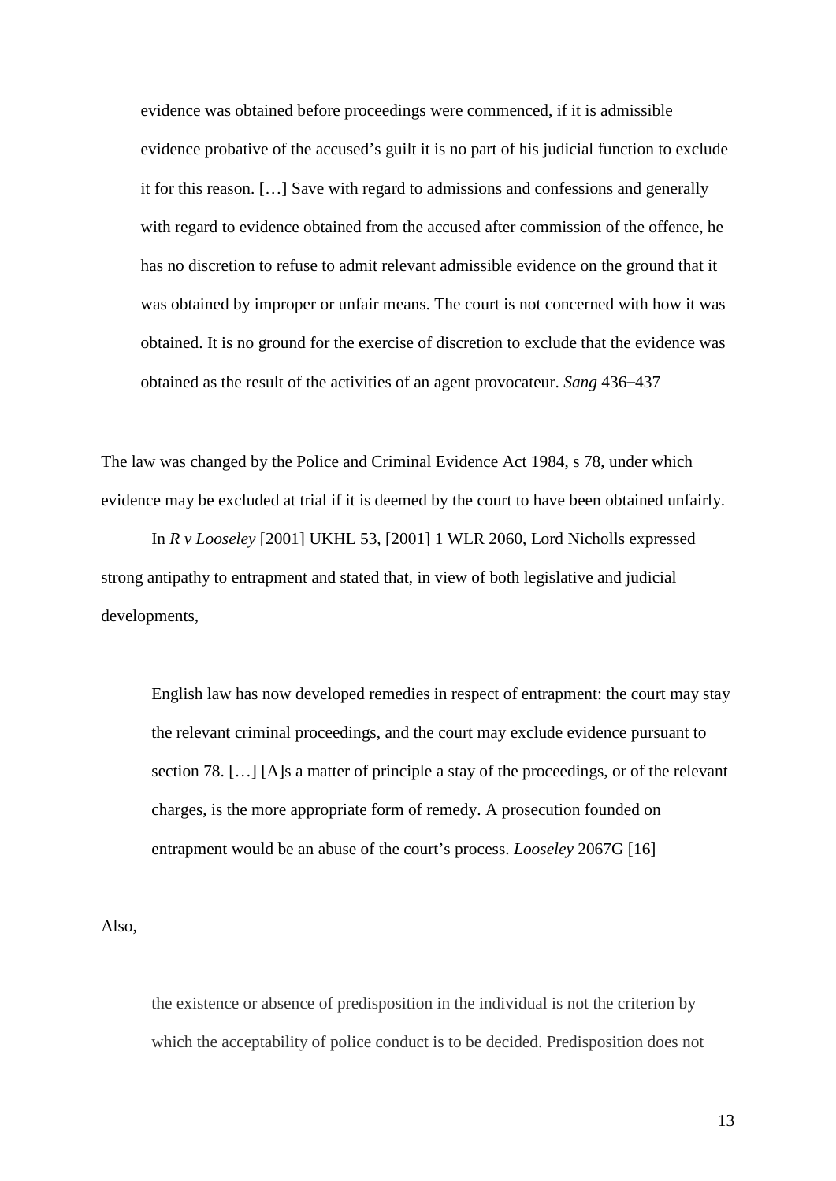> evidence was obtained before proceedings were commenced, if it is admissible evidence probative of the accused's guilt it is no part of his judicial function to exclude it for this reason. […] Save with regard to admissions and confessions and generally with regard to evidence obtained from the accused after commission of the offence, he has no discretion to refuse to admit relevant admissible evidence on the ground that it was obtained by improper or unfair means. The court is not concerned with how it was obtained. It is no ground for the exercise of discretion to exclude that the evidence was obtained as the result of the activities of an agent provocateur. *Sang* 436–437

The law was changed by the Police and Criminal Evidence Act 1984, s 78, under which evidence may be excluded at trial if it is deemed by the court to have been obtained unfairly.

In *R v Looseley* [2001] UKHL 53, [2001] 1 WLR 2060, Lord Nicholls expressed strong antipathy to entrapment and stated that, in view of both legislative and judicial developments,

> English law has now developed remedies in respect of entrapment: the court may stay the relevant criminal proceedings, and the court may exclude evidence pursuant to section 78. […] [A]s a matter of principle a stay of the proceedings, or of the relevant charges, is the more appropriate form of remedy. A prosecution founded on entrapment would be an abuse of the court's process. *Looseley* 2067G [16]

Also,

> the existence or absence of predisposition in the individual is not the criterion by which the acceptability of police conduct is to be decided. Predisposition does not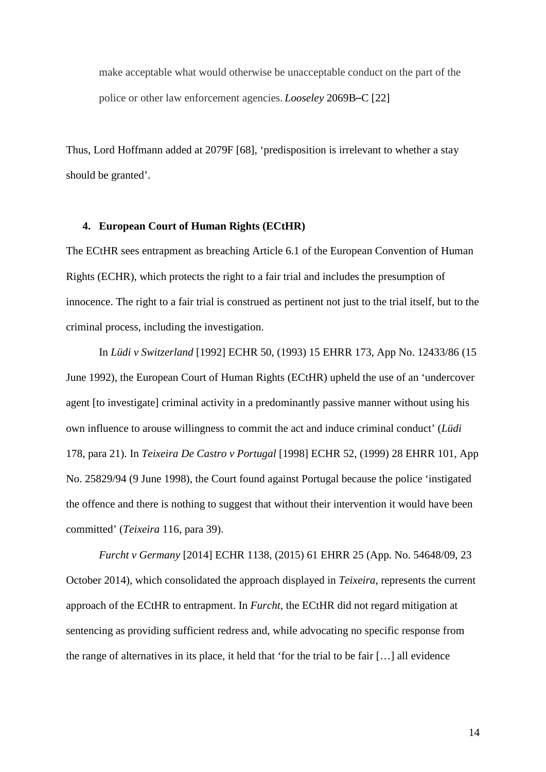> make acceptable what would otherwise be unacceptable conduct on the part of the police or other law enforcement agencies. *Looseley* 2069B–C [22]

Thus, Lord Hoffmann added at 2079F [68], 'predisposition is irrelevant to whether a stay should be granted'.

## 4. European Court of Human Rights (ECtHR)

The ECtHR sees entrapment as breaching Article 6.1 of the European Convention of Human Rights (ECHR), which protects the right to a fair trial and includes the presumption of innocence. The right to a fair trial is construed as pertinent not just to the trial itself, but to the criminal process, including the investigation.

In *Lüdi v Switzerland* [1992] ECHR 50, (1993) 15 EHRR 173, App No. 12433/86 (15 June 1992), the European Court of Human Rights (ECtHR) upheld the use of an 'undercover agent [to investigate] criminal activity in a predominantly passive manner without using his own influence to arouse willingness to commit the act and induce criminal conduct' (*Lüdi* 178, para 21). In *Teixeira De Castro v Portugal* [1998] ECHR 52, (1999) 28 EHRR 101, App No. 25829/94 (9 June 1998), the Court found against Portugal because the police 'instigated the offence and there is nothing to suggest that without their intervention it would have been committed' (*Teixeira* 116, para 39).

*Furcht v Germany* [2014] ECHR 1138, (2015) 61 EHRR 25 (App. No. 54648/09, 23 October 2014), which consolidated the approach displayed in *Teixeira*, represents the current approach of the ECtHR to entrapment. In *Furcht*, the ECtHR did not regard mitigation at sentencing as providing sufficient redress and, while advocating no specific response from the range of alternatives in its place, it held that 'for the trial to be fair […] all evidence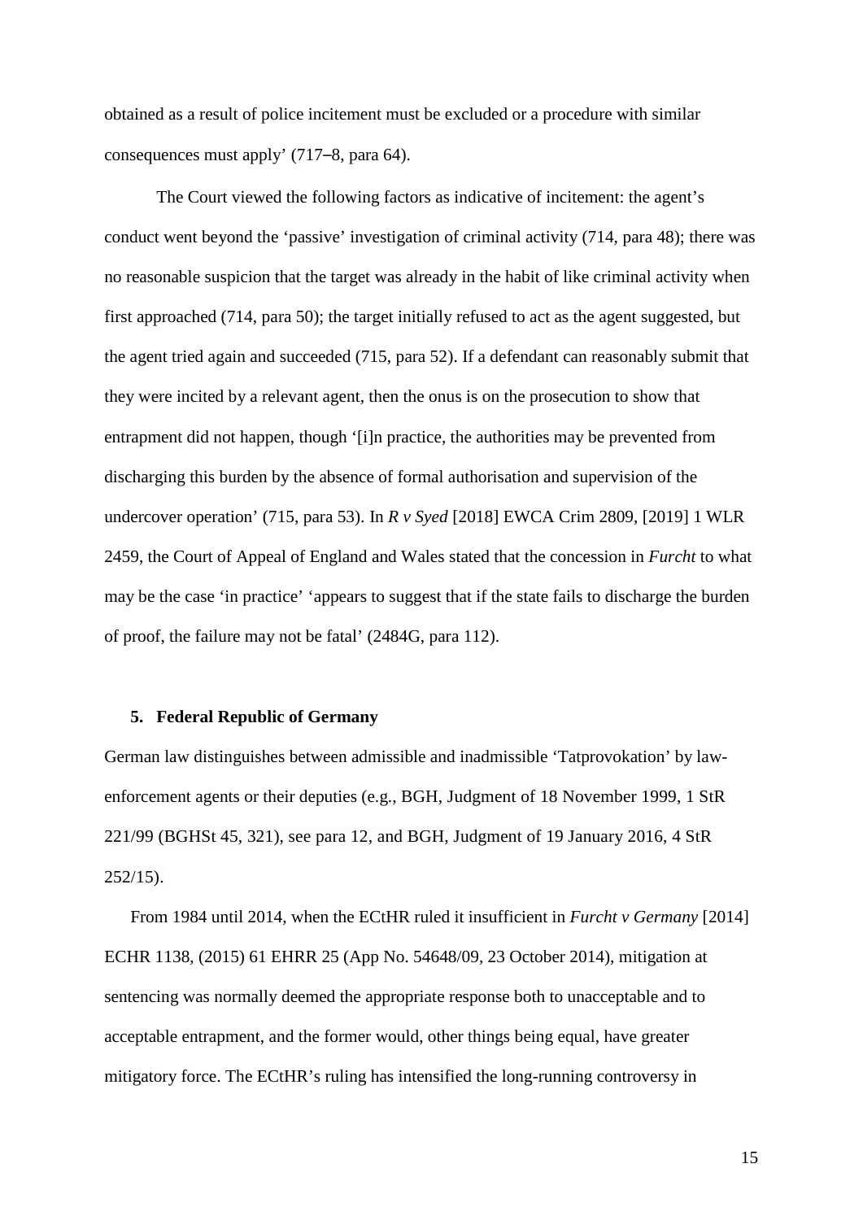obtained as a result of police incitement must be excluded or a procedure with similar consequences must apply' (717–8, para 64).

The Court viewed the following factors as indicative of incitement: the agent's conduct went beyond the 'passive' investigation of criminal activity (714, para 48); there was no reasonable suspicion that the target was already in the habit of like criminal activity when first approached (714, para 50); the target initially refused to act as the agent suggested, but the agent tried again and succeeded (715, para 52). If a defendant can reasonably submit that they were incited by a relevant agent, then the onus is on the prosecution to show that entrapment did not happen, though '[i]n practice, the authorities may be prevented from discharging this burden by the absence of formal authorisation and supervision of the undercover operation' (715, para 53). In *R v Syed* [2018] EWCA Crim 2809, [2019] 1 WLR 2459, the Court of Appeal of England and Wales stated that the concession in *Furcht* to what may be the case 'in practice' 'appears to suggest that if the state fails to discharge the burden of proof, the failure may not be fatal' (2484G, para 112).

## 5. Federal Republic of Germany

German law distinguishes between admissible and inadmissible 'Tatprovokation' by law-enforcement agents or their deputies (e.g., BGH, Judgment of 18 November 1999, 1 StR 221/99 (BGHSt 45, 321), see para 12, and BGH, Judgment of 19 January 2016, 4 StR 252/15).

From 1984 until 2014, when the ECtHR ruled it insufficient in *Furcht v Germany* [2014] ECHR 1138, (2015) 61 EHRR 25 (App No. 54648/09, 23 October 2014), mitigation at sentencing was normally deemed the appropriate response both to unacceptable and to acceptable entrapment, and the former would, other things being equal, have greater mitigatory force. The ECtHR's ruling has intensified the long-running controversy in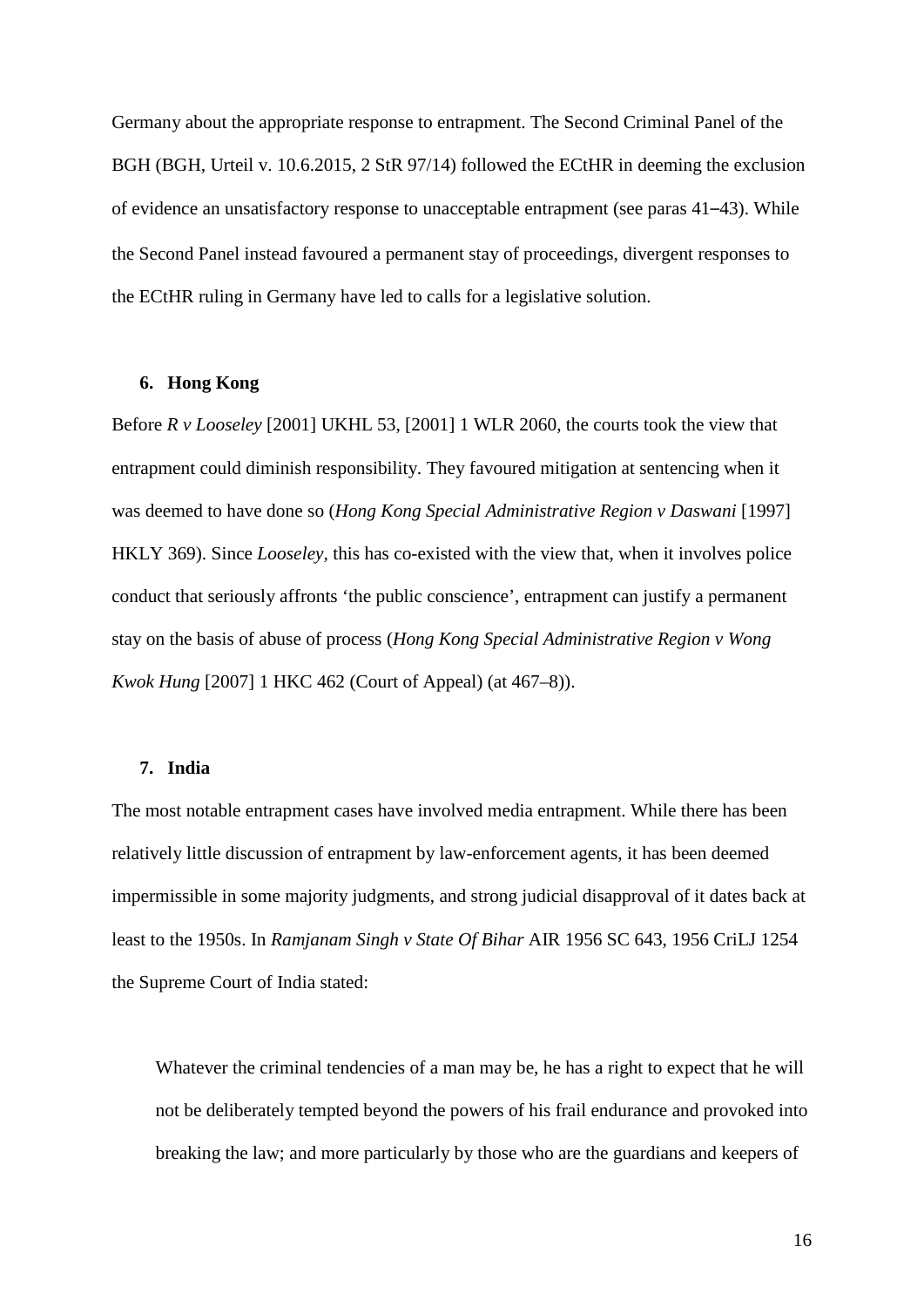Germany about the appropriate response to entrapment. The Second Criminal Panel of the BGH (BGH, Urteil v. 10.6.2015, 2 StR 97/14) followed the ECtHR in deeming the exclusion of evidence an unsatisfactory response to unacceptable entrapment (see paras 41–43). While the Second Panel instead favoured a permanent stay of proceedings, divergent responses to the ECtHR ruling in Germany have led to calls for a legislative solution.

### 6. Hong Kong

Before *R v Looseley* [2001] UKHL 53, [2001] 1 WLR 2060, the courts took the view that entrapment could diminish responsibility. They favoured mitigation at sentencing when it was deemed to have done so (*Hong Kong Special Administrative Region v Daswani* [1997] HKLY 369). Since *Looseley*, this has co-existed with the view that, when it involves police conduct that seriously affronts 'the public conscience', entrapment can justify a permanent stay on the basis of abuse of process (*Hong Kong Special Administrative Region v Wong Kwok Hung* [2007] 1 HKC 462 (Court of Appeal) (at 467–8)).

### 7. India

The most notable entrapment cases have involved media entrapment. While there has been relatively little discussion of entrapment by law-enforcement agents, it has been deemed impermissible in some majority judgments, and strong judicial disapproval of it dates back at least to the 1950s. In *Ramjanam Singh v State Of Bihar* AIR 1956 SC 643, 1956 CriLJ 1254 the Supreme Court of India stated:

> Whatever the criminal tendencies of a man may be, he has a right to expect that he will not be deliberately tempted beyond the powers of his frail endurance and provoked into breaking the law; and more particularly by those who are the guardians and keepers of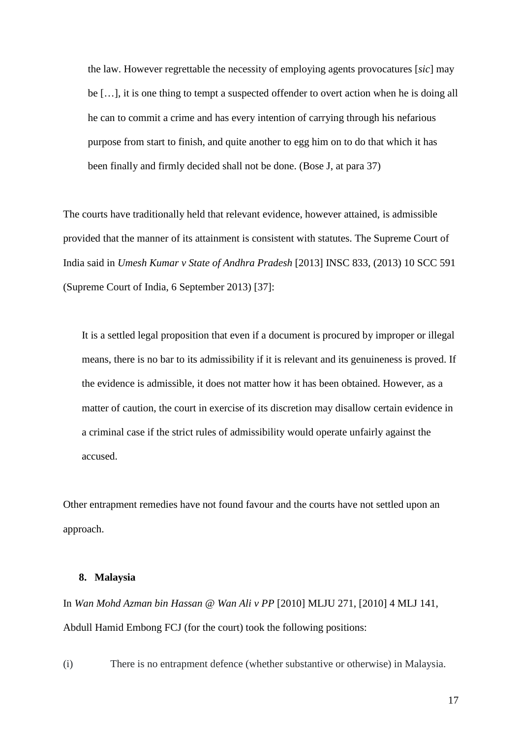> the law. However regrettable the necessity of employing agents provocatures [*sic*] may be […], it is one thing to tempt a suspected offender to overt action when he is doing all he can to commit a crime and has every intention of carrying through his nefarious purpose from start to finish, and quite another to egg him on to do that which it has been finally and firmly decided shall not be done. (Bose J, at para 37)

The courts have traditionally held that relevant evidence, however attained, is admissible provided that the manner of its attainment is consistent with statutes. The Supreme Court of India said in *Umesh Kumar v State of Andhra Pradesh* [2013] INSC 833, (2013) 10 SCC 591 (Supreme Court of India, 6 September 2013) [37]:

> It is a settled legal proposition that even if a document is procured by improper or illegal means, there is no bar to its admissibility if it is relevant and its genuineness is proved. If the evidence is admissible, it does not matter how it has been obtained. However, as a matter of caution, the court in exercise of its discretion may disallow certain evidence in a criminal case if the strict rules of admissibility would operate unfairly against the accused.

Other entrapment remedies have not found favour and the courts have not settled upon an approach.

## 8. Malaysia

In *Wan Mohd Azman bin Hassan @ Wan Ali v PP* [2010] MLJU 271, [2010] 4 MLJ 141, Abdull Hamid Embong FCJ (for the court) took the following positions:

(i) There is no entrapment defence (whether substantive or otherwise) in Malaysia.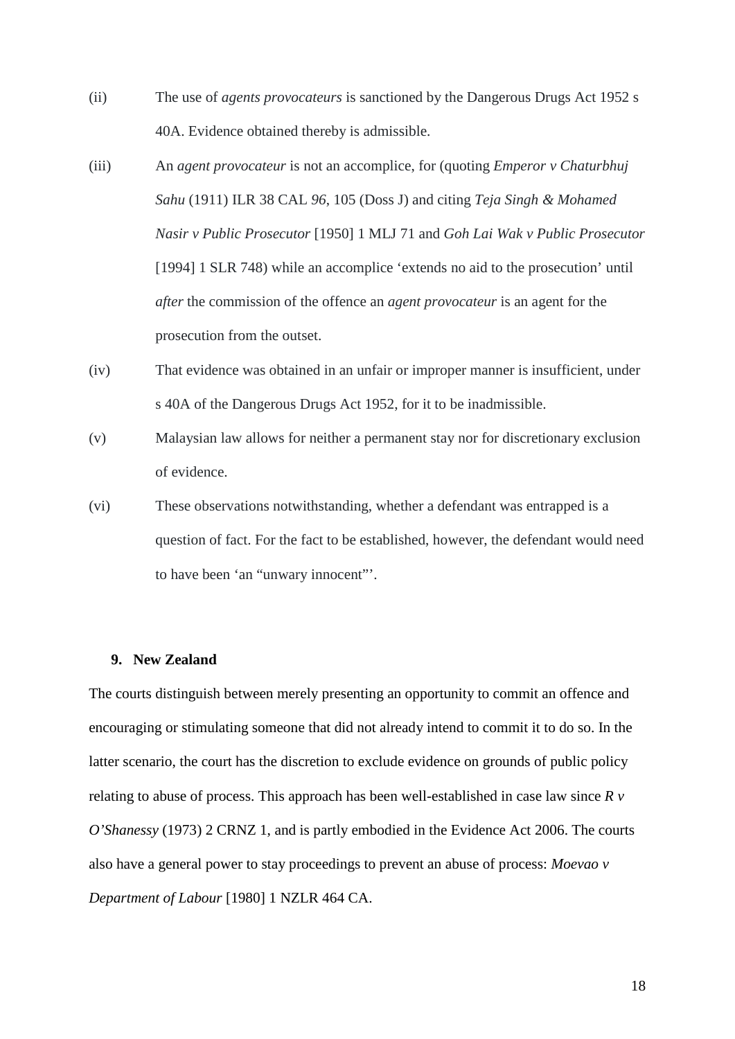(ii) The use of *agents provocateurs* is sanctioned by the Dangerous Drugs Act 1952 s 40A. Evidence obtained thereby is admissible.

(iii) An *agent provocateur* is not an accomplice, for (quoting *Emperor v Chaturbhuj Sahu* (1911) ILR 38 CAL *96*, 105 (Doss J) and citing *Teja Singh & Mohamed Nasir v Public Prosecutor* [1950] 1 MLJ 71 and *Goh Lai Wak v Public Prosecutor* [1994] 1 SLR 748) while an accomplice 'extends no aid to the prosecution' until *after* the commission of the offence an *agent provocateur* is an agent for the prosecution from the outset.

(iv) That evidence was obtained in an unfair or improper manner is insufficient, under s 40A of the Dangerous Drugs Act 1952, for it to be inadmissible.

(v) Malaysian law allows for neither a permanent stay nor for discretionary exclusion of evidence.

(vi) These observations notwithstanding, whether a defendant was entrapped is a question of fact. For the fact to be established, however, the defendant would need to have been 'an "unwary innocent"'.

## 9. New Zealand

The courts distinguish between merely presenting an opportunity to commit an offence and encouraging or stimulating someone that did not already intend to commit it to do so. In the latter scenario, the court has the discretion to exclude evidence on grounds of public policy relating to abuse of process. This approach has been well-established in case law since *R v O'Shanessy* (1973) 2 CRNZ 1, and is partly embodied in the Evidence Act 2006. The courts also have a general power to stay proceedings to prevent an abuse of process: *Moevao v Department of Labour* [1980] 1 NZLR 464 CA.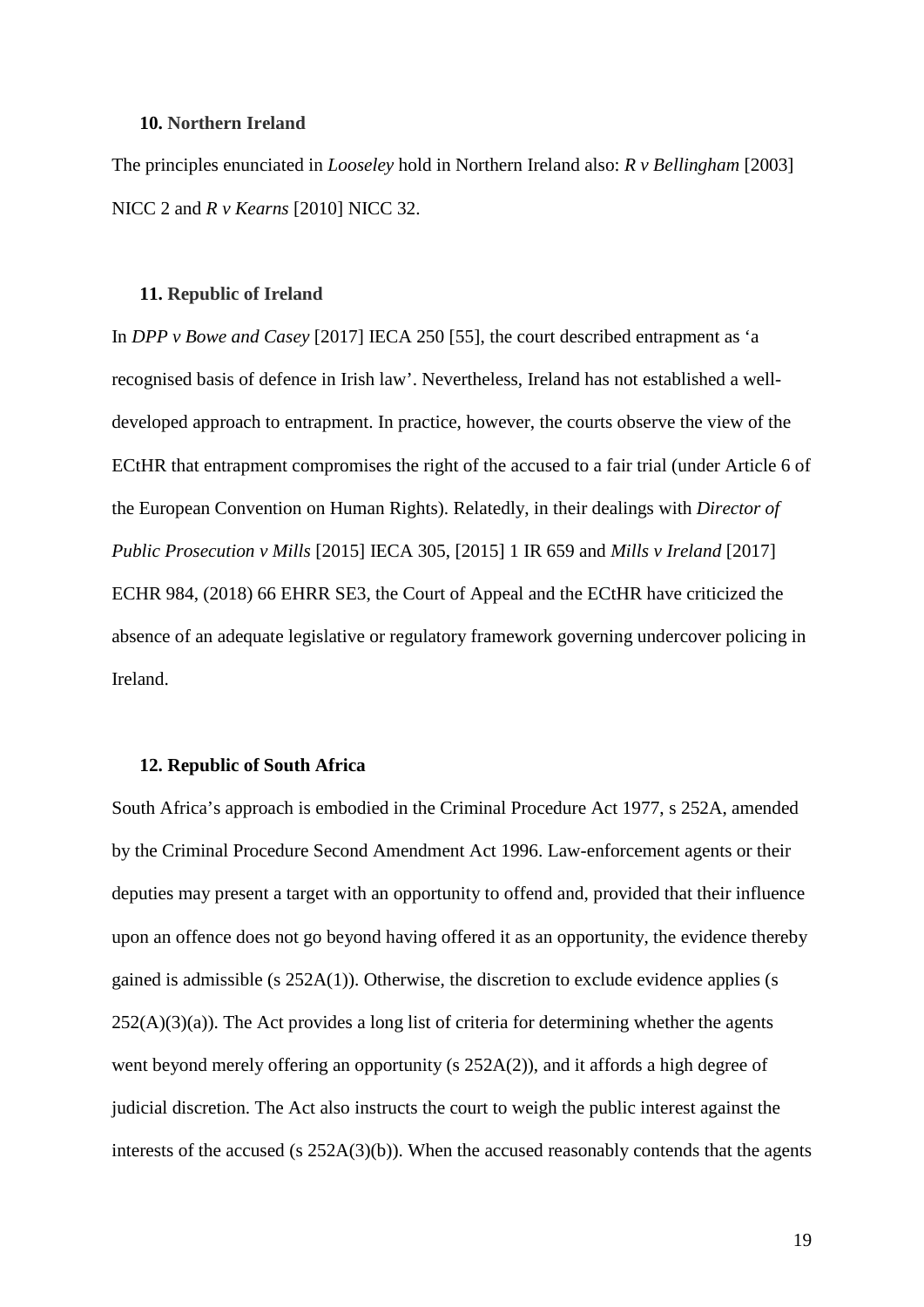### 10. Northern Ireland

The principles enunciated in *Looseley* hold in Northern Ireland also: *R v Bellingham* [2003] NICC 2 and *R v Kearns* [2010] NICC 32.

### 11. Republic of Ireland

In *DPP v Bowe and Casey* [2017] IECA 250 [55], the court described entrapment as 'a recognised basis of defence in Irish law'. Nevertheless, Ireland has not established a well-developed approach to entrapment. In practice, however, the courts observe the view of the ECtHR that entrapment compromises the right of the accused to a fair trial (under Article 6 of the European Convention on Human Rights). Relatedly, in their dealings with *Director of Public Prosecution v Mills* [2015] IECA 305, [2015] 1 IR 659 and *Mills v Ireland* [2017] ECHR 984, (2018) 66 EHRR SE3, the Court of Appeal and the ECtHR have criticized the absence of an adequate legislative or regulatory framework governing undercover policing in Ireland.

### 12. Republic of South Africa

South Africa's approach is embodied in the Criminal Procedure Act 1977, s 252A, amended by the Criminal Procedure Second Amendment Act 1996. Law-enforcement agents or their deputies may present a target with an opportunity to offend and, provided that their influence upon an offence does not go beyond having offered it as an opportunity, the evidence thereby gained is admissible (s 252A(1)). Otherwise, the discretion to exclude evidence applies (s 252(A)(3)(a)). The Act provides a long list of criteria for determining whether the agents went beyond merely offering an opportunity (s 252A(2)), and it affords a high degree of judicial discretion. The Act also instructs the court to weigh the public interest against the interests of the accused (s 252A(3)(b)). When the accused reasonably contends that the agents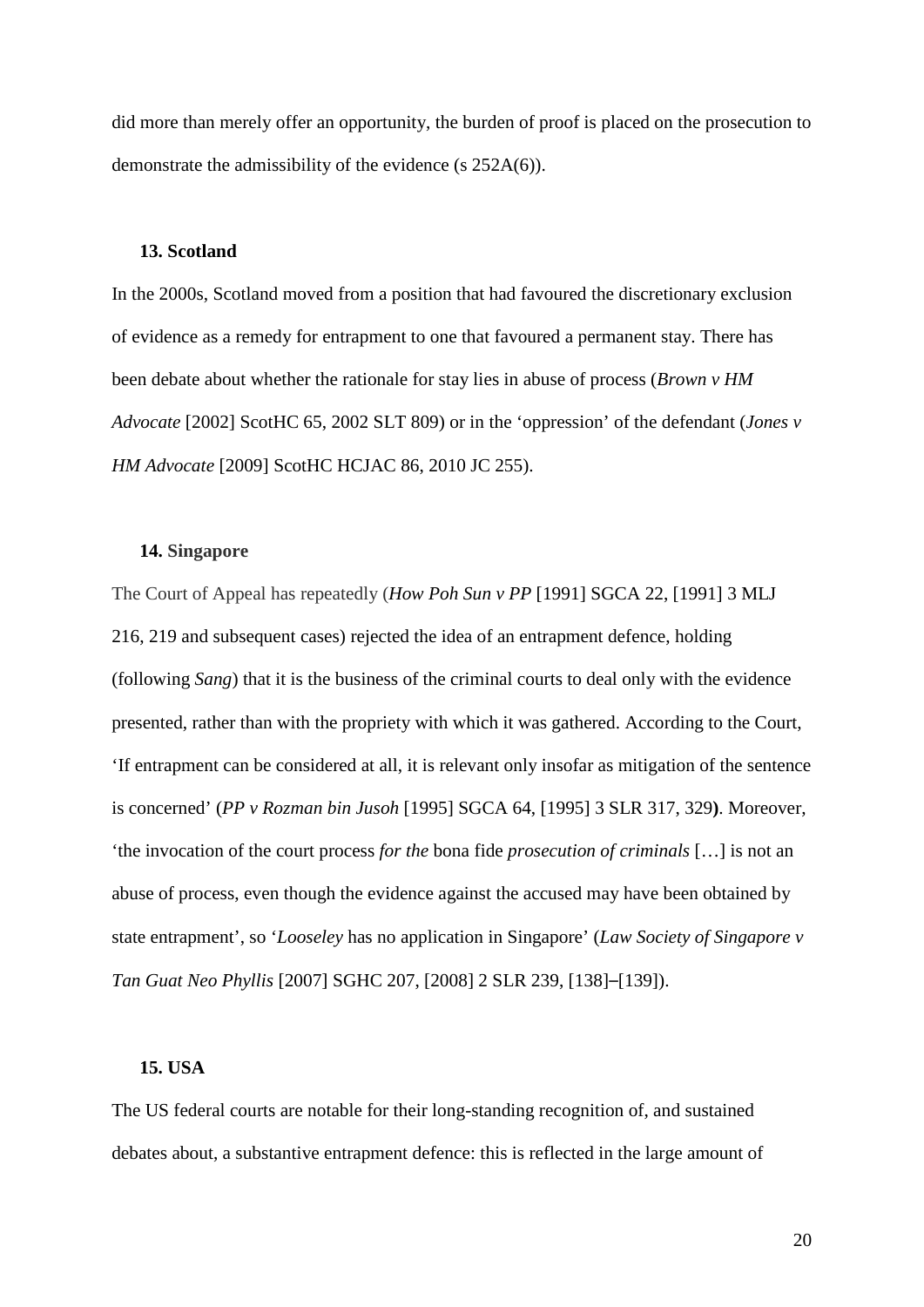did more than merely offer an opportunity, the burden of proof is placed on the prosecution to demonstrate the admissibility of the evidence (s 252A(6)).

### 13. Scotland

In the 2000s, Scotland moved from a position that had favoured the discretionary exclusion of evidence as a remedy for entrapment to one that favoured a permanent stay. There has been debate about whether the rationale for stay lies in abuse of process (*Brown v HM Advocate* [2002] ScotHC 65, 2002 SLT 809) or in the 'oppression' of the defendant (*Jones v HM Advocate* [2009] ScotHC HCJAC 86, 2010 JC 255).

### 14. Singapore

The Court of Appeal has repeatedly (*How Poh Sun v PP* [1991] SGCA 22, [1991] 3 MLJ 216, 219 and subsequent cases) rejected the idea of an entrapment defence, holding (following *Sang*) that it is the business of the criminal courts to deal only with the evidence presented, rather than with the propriety with which it was gathered. According to the Court, 'If entrapment can be considered at all, it is relevant only insofar as mitigation of the sentence is concerned' (*PP v Rozman bin Jusoh* [1995] SGCA 64, [1995] 3 SLR 317, 329**)**. Moreover, 'the invocation of the court process *for the* bona fide *prosecution of criminals* […] is not an abuse of process, even though the evidence against the accused may have been obtained by state entrapment', so '*Looseley* has no application in Singapore' (*Law Society of Singapore v Tan Guat Neo Phyllis* [2007] SGHC 207, [2008] 2 SLR 239, [138]–[139]).

### 15. USA

The US federal courts are notable for their long-standing recognition of, and sustained debates about, a substantive entrapment defence: this is reflected in the large amount of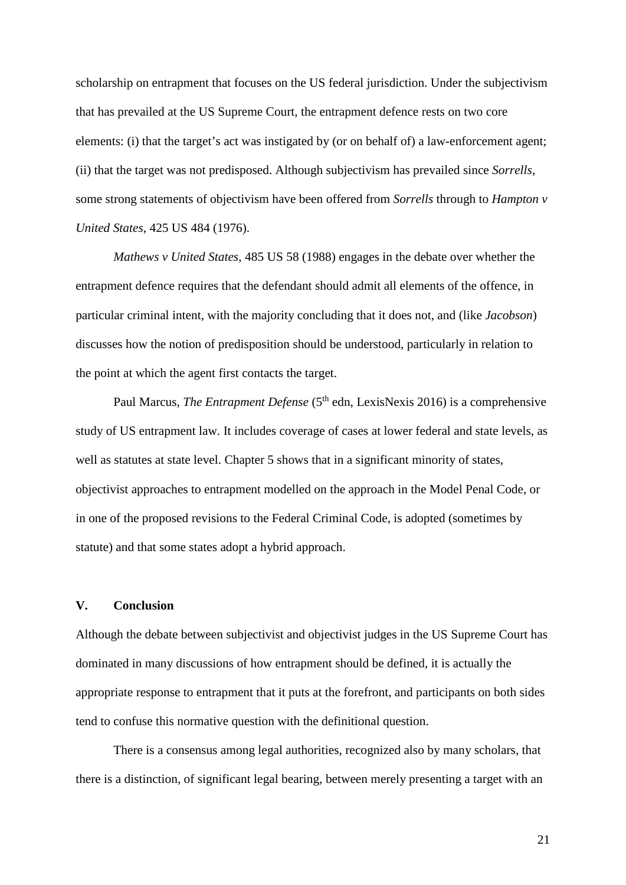scholarship on entrapment that focuses on the US federal jurisdiction. Under the subjectivism that has prevailed at the US Supreme Court, the entrapment defence rests on two core elements: (i) that the target's act was instigated by (or on behalf of) a law-enforcement agent; (ii) that the target was not predisposed. Although subjectivism has prevailed since *Sorrells*, some strong statements of objectivism have been offered from *Sorrells* through to *Hampton v United States*, 425 US 484 (1976).

*Mathews v United States*, 485 US 58 (1988) engages in the debate over whether the entrapment defence requires that the defendant should admit all elements of the offence, in particular criminal intent, with the majority concluding that it does not, and (like *Jacobson*) discusses how the notion of predisposition should be understood, particularly in relation to the point at which the agent first contacts the target.

Paul Marcus, *The Entrapment Defense* (5th edn, LexisNexis 2016) is a comprehensive study of US entrapment law. It includes coverage of cases at lower federal and state levels, as well as statutes at state level. Chapter 5 shows that in a significant minority of states, objectivist approaches to entrapment modelled on the approach in the Model Penal Code, or in one of the proposed revisions to the Federal Criminal Code, is adopted (sometimes by statute) and that some states adopt a hybrid approach.

## V. Conclusion

Although the debate between subjectivist and objectivist judges in the US Supreme Court has dominated in many discussions of how entrapment should be defined, it is actually the appropriate response to entrapment that it puts at the forefront, and participants on both sides tend to confuse this normative question with the definitional question.

There is a consensus among legal authorities, recognized also by many scholars, that there is a distinction, of significant legal bearing, between merely presenting a target with an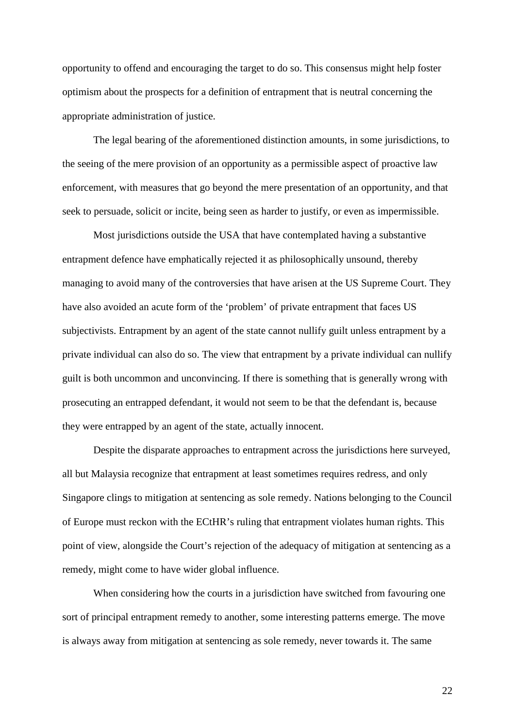opportunity to offend and encouraging the target to do so. This consensus might help foster optimism about the prospects for a definition of entrapment that is neutral concerning the appropriate administration of justice.

The legal bearing of the aforementioned distinction amounts, in some jurisdictions, to the seeing of the mere provision of an opportunity as a permissible aspect of proactive law enforcement, with measures that go beyond the mere presentation of an opportunity, and that seek to persuade, solicit or incite, being seen as harder to justify, or even as impermissible.

Most jurisdictions outside the USA that have contemplated having a substantive entrapment defence have emphatically rejected it as philosophically unsound, thereby managing to avoid many of the controversies that have arisen at the US Supreme Court. They have also avoided an acute form of the 'problem' of private entrapment that faces US subjectivists. Entrapment by an agent of the state cannot nullify guilt unless entrapment by a private individual can also do so. The view that entrapment by a private individual can nullify guilt is both uncommon and unconvincing. If there is something that is generally wrong with prosecuting an entrapped defendant, it would not seem to be that the defendant is, because they were entrapped by an agent of the state, actually innocent.

Despite the disparate approaches to entrapment across the jurisdictions here surveyed, all but Malaysia recognize that entrapment at least sometimes requires redress, and only Singapore clings to mitigation at sentencing as sole remedy. Nations belonging to the Council of Europe must reckon with the ECtHR's ruling that entrapment violates human rights. This point of view, alongside the Court's rejection of the adequacy of mitigation at sentencing as a remedy, might come to have wider global influence.

When considering how the courts in a jurisdiction have switched from favouring one sort of principal entrapment remedy to another, some interesting patterns emerge. The move is always away from mitigation at sentencing as sole remedy, never towards it. The same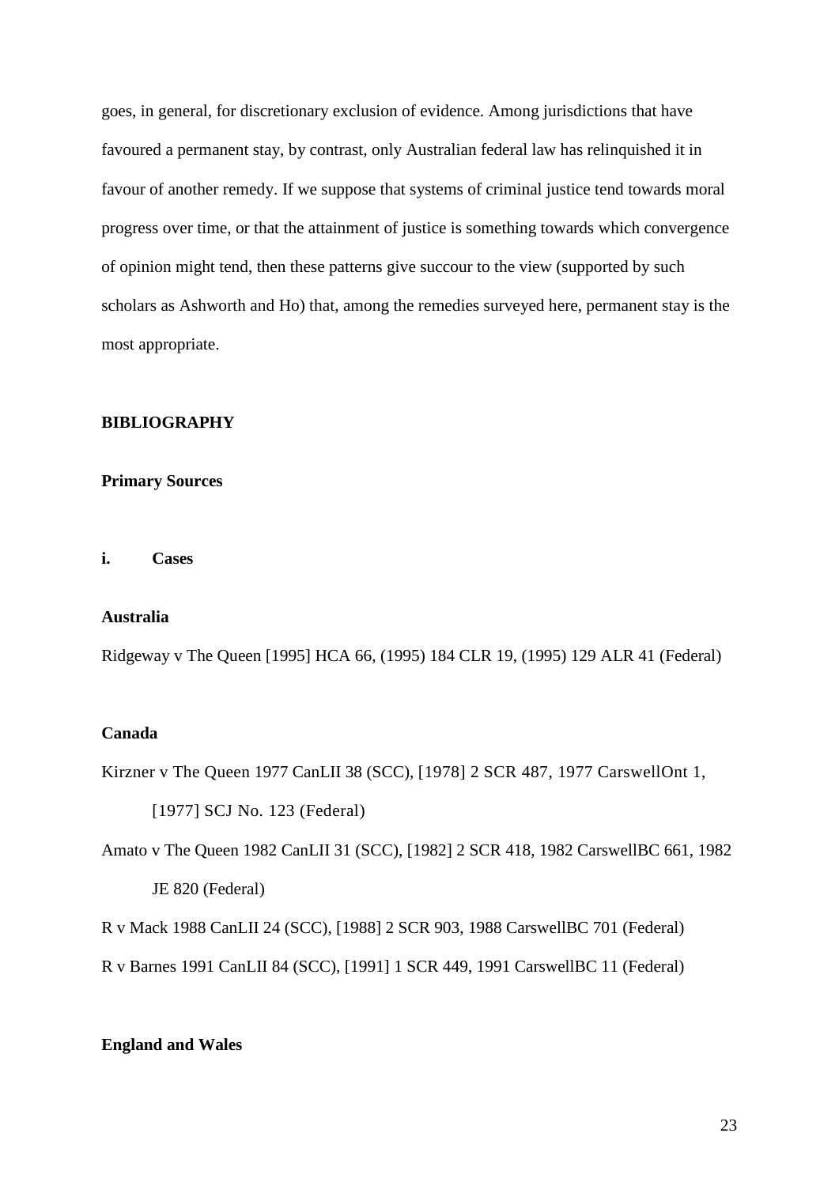goes, in general, for discretionary exclusion of evidence. Among jurisdictions that have favoured a permanent stay, by contrast, only Australian federal law has relinquished it in favour of another remedy. If we suppose that systems of criminal justice tend towards moral progress over time, or that the attainment of justice is something towards which convergence of opinion might tend, then these patterns give succour to the view (supported by such scholars as Ashworth and Ho) that, among the remedies surveyed here, permanent stay is the most appropriate.

## BIBLIOGRAPHY

### Primary Sources

#### i. Cases

**Australia**

Ridgeway v The Queen [1995] HCA 66, (1995) 184 CLR 19, (1995) 129 ALR 41 (Federal)

**Canada**

Kirzner v The Queen 1977 CanLII 38 (SCC), [1978] 2 SCR 487, 1977 CarswellOnt 1, [1977] SCJ No. 123 (Federal)

Amato v The Queen 1982 CanLII 31 (SCC), [1982] 2 SCR 418, 1982 CarswellBC 661, 1982 JE 820 (Federal)

R v Mack 1988 CanLII 24 (SCC), [1988] 2 SCR 903, 1988 CarswellBC 701 (Federal)

R v Barnes 1991 CanLII 84 (SCC), [1991] 1 SCR 449, 1991 CarswellBC 11 (Federal)

**England and Wales**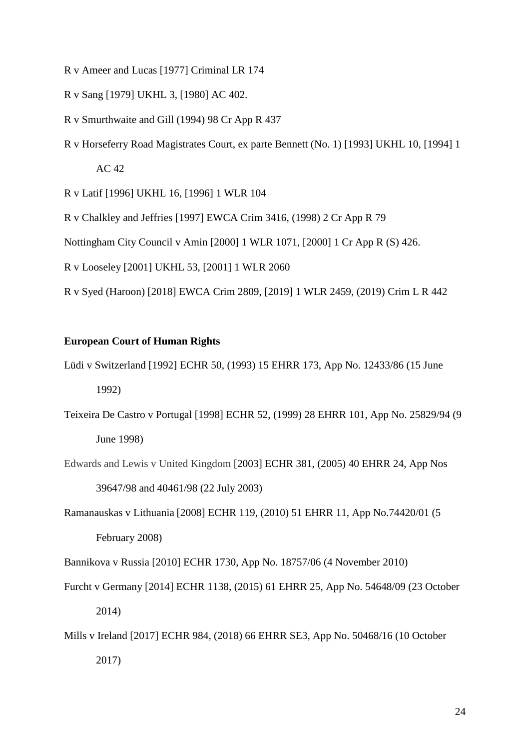R v Ameer and Lucas [1977] Criminal LR 174

R v Sang [1979] UKHL 3, [1980] AC 402.

R v Smurthwaite and Gill (1994) 98 Cr App R 437

R v Horseferry Road Magistrates Court, ex parte Bennett (No. 1) [1993] UKHL 10, [1994] 1 AC 42

R v Latif [1996] UKHL 16, [1996] 1 WLR 104

R v Chalkley and Jeffries [1997] EWCA Crim 3416, (1998) 2 Cr App R 79

Nottingham City Council v Amin [2000] 1 WLR 1071, [2000] 1 Cr App R (S) 426.

R v Looseley [2001] UKHL 53, [2001] 1 WLR 2060

R v Syed (Haroon) [2018] EWCA Crim 2809, [2019] 1 WLR 2459, (2019) Crim L R 442

**European Court of Human Rights**

Lüdi v Switzerland [1992] ECHR 50, (1993) 15 EHRR 173, App No. 12433/86 (15 June 1992)

Teixeira De Castro v Portugal [1998] ECHR 52, (1999) 28 EHRR 101, App No. 25829/94 (9 June 1998)

Edwards and Lewis v United Kingdom [2003] ECHR 381, (2005) 40 EHRR 24, App Nos 39647/98 and 40461/98 (22 July 2003)

Ramanauskas v Lithuania [2008] ECHR 119, (2010) 51 EHRR 11, App No.74420/01 (5 February 2008)

Bannikova v Russia [2010] ECHR 1730, App No. 18757/06 (4 November 2010)

Furcht v Germany [2014] ECHR 1138, (2015) 61 EHRR 25, App No. 54648/09 (23 October 2014)

Mills v Ireland [2017] ECHR 984, (2018) 66 EHRR SE3, App No. 50468/16 (10 October 2017)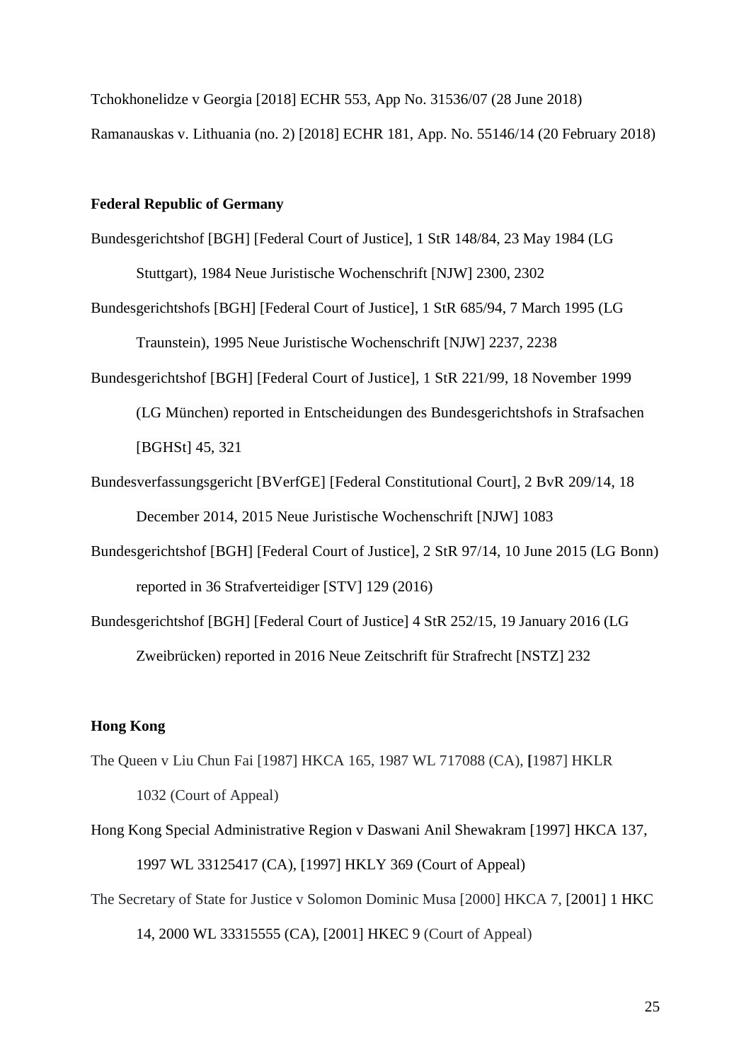Tchokhonelidze v Georgia [2018] ECHR 553, App No. 31536/07 (28 June 2018)

Ramanauskas v. Lithuania (no. 2) [2018] ECHR 181, App. No. 55146/14 (20 February 2018)

**Federal Republic of Germany**

Bundesgerichtshof [BGH] [Federal Court of Justice], 1 StR 148/84, 23 May 1984 (LG Stuttgart), 1984 Neue Juristische Wochenschrift [NJW] 2300, 2302

Bundesgerichtshofs [BGH] [Federal Court of Justice], 1 StR 685/94, 7 March 1995 (LG Traunstein), 1995 Neue Juristische Wochenschrift [NJW] 2237, 2238

Bundesgerichtshof [BGH] [Federal Court of Justice], 1 StR 221/99, 18 November 1999 (LG München) reported in Entscheidungen des Bundesgerichtshofs in Strafsachen [BGHSt] 45, 321

Bundesverfassungsgericht [BVerfGE] [Federal Constitutional Court], 2 BvR 209/14, 18 December 2014, 2015 Neue Juristische Wochenschrift [NJW] 1083

Bundesgerichtshof [BGH] [Federal Court of Justice], 2 StR 97/14, 10 June 2015 (LG Bonn) reported in 36 Strafverteidiger [STV] 129 (2016)

Bundesgerichtshof [BGH] [Federal Court of Justice] 4 StR 252/15, 19 January 2016 (LG Zweibrücken) reported in 2016 Neue Zeitschrift für Strafrecht [NSTZ] 232

**Hong Kong**

The Queen v Liu Chun Fai [1987] HKCA 165, 1987 WL 717088 (CA), [1987] HKLR 1032 (Court of Appeal)

Hong Kong Special Administrative Region v Daswani Anil Shewakram [1997] HKCA 137, 1997 WL 33125417 (CA), [1997] HKLY 369 (Court of Appeal)

The Secretary of State for Justice v Solomon Dominic Musa [2000] HKCA 7, [2001] 1 HKC 14, 2000 WL 33315555 (CA), [2001] HKEC 9 (Court of Appeal)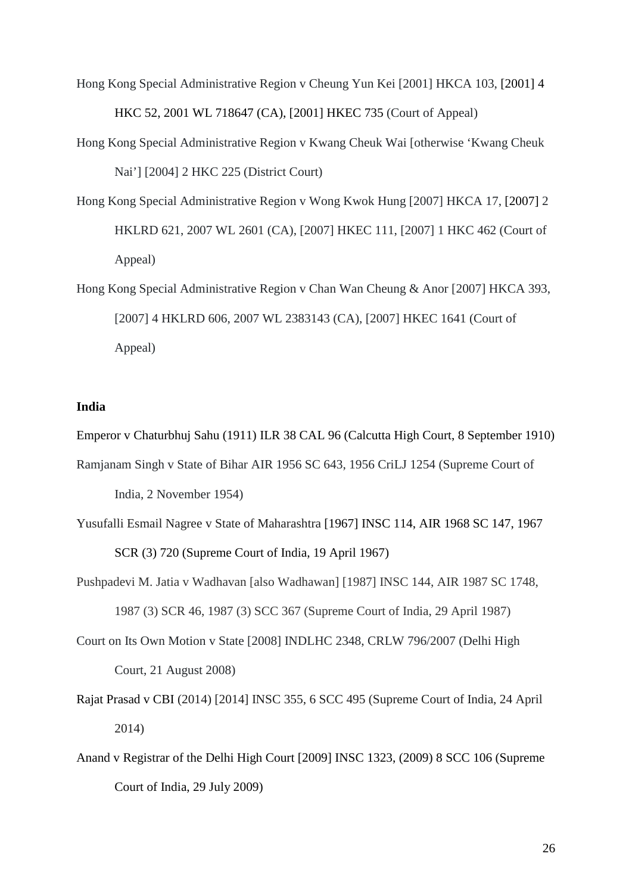Hong Kong Special Administrative Region v Cheung Yun Kei [2001] HKCA 103, [2001] 4 HKC 52, 2001 WL 718647 (CA), [2001] HKEC 735 (Court of Appeal)

Hong Kong Special Administrative Region v Kwang Cheuk Wai [otherwise 'Kwang Cheuk Nai'] [2004] 2 HKC 225 (District Court)

Hong Kong Special Administrative Region v Wong Kwok Hung [2007] HKCA 17, [2007] 2 HKLRD 621, 2007 WL 2601 (CA), [2007] HKEC 111, [2007] 1 HKC 462 (Court of Appeal)

Hong Kong Special Administrative Region v Chan Wan Cheung & Anor [2007] HKCA 393, [2007] 4 HKLRD 606, 2007 WL 2383143 (CA), [2007] HKEC 1641 (Court of Appeal)

**India**

Emperor v Chaturbhuj Sahu (1911) ILR 38 CAL 96 (Calcutta High Court, 8 September 1910)

Ramjanam Singh v State of Bihar AIR 1956 SC 643, 1956 CriLJ 1254 (Supreme Court of India, 2 November 1954)

Yusufalli Esmail Nagree v State of Maharashtra [1967] INSC 114, AIR 1968 SC 147, 1967 SCR (3) 720 (Supreme Court of India, 19 April 1967)

Pushpadevi M. Jatia v Wadhavan [also Wadhawan] [1987] INSC 144, AIR 1987 SC 1748, 1987 (3) SCR 46, 1987 (3) SCC 367 (Supreme Court of India, 29 April 1987)

Court on Its Own Motion v State [2008] INDLHC 2348, CRLW 796/2007 (Delhi High Court, 21 August 2008)

Rajat Prasad v CBI (2014) [2014] INSC 355, 6 SCC 495 (Supreme Court of India, 24 April 2014)

Anand v Registrar of the Delhi High Court [2009] INSC 1323, (2009) 8 SCC 106 (Supreme Court of India, 29 July 2009)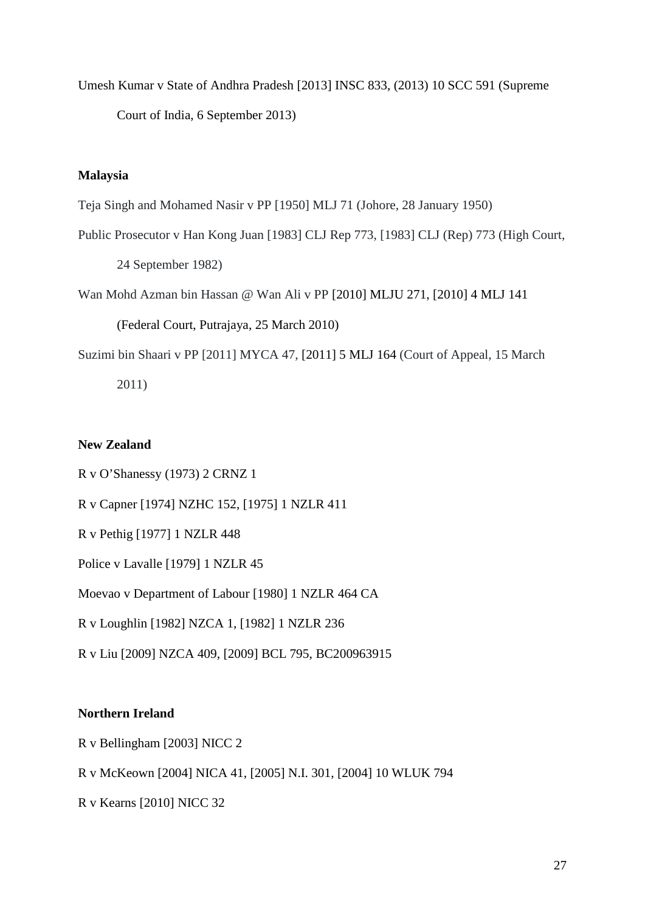Umesh Kumar v State of Andhra Pradesh [2013] INSC 833, (2013) 10 SCC 591 (Supreme Court of India, 6 September 2013)

**Malaysia**

Teja Singh and Mohamed Nasir v PP [1950] MLJ 71 (Johore, 28 January 1950)

Public Prosecutor v Han Kong Juan [1983] CLJ Rep 773, [1983] CLJ (Rep) 773 (High Court, 24 September 1982)

Wan Mohd Azman bin Hassan @ Wan Ali v PP [2010] MLJU 271, [2010] 4 MLJ 141 (Federal Court, Putrajaya, 25 March 2010)

Suzimi bin Shaari v PP [2011] MYCA 47, [2011] 5 MLJ 164 (Court of Appeal, 15 March 2011)

**New Zealand**

R v O'Shanessy (1973) 2 CRNZ 1

R v Capner [1974] NZHC 152, [1975] 1 NZLR 411

R v Pethig [1977] 1 NZLR 448

Police v Lavalle [1979] 1 NZLR 45

Moevao v Department of Labour [1980] 1 NZLR 464 CA

R v Loughlin [1982] NZCA 1, [1982] 1 NZLR 236

R v Liu [2009] NZCA 409, [2009] BCL 795, BC200963915

**Northern Ireland**

R v Bellingham [2003] NICC 2

R v McKeown [2004] NICA 41, [2005] N.I. 301, [2004] 10 WLUK 794

R v Kearns [2010] NICC 32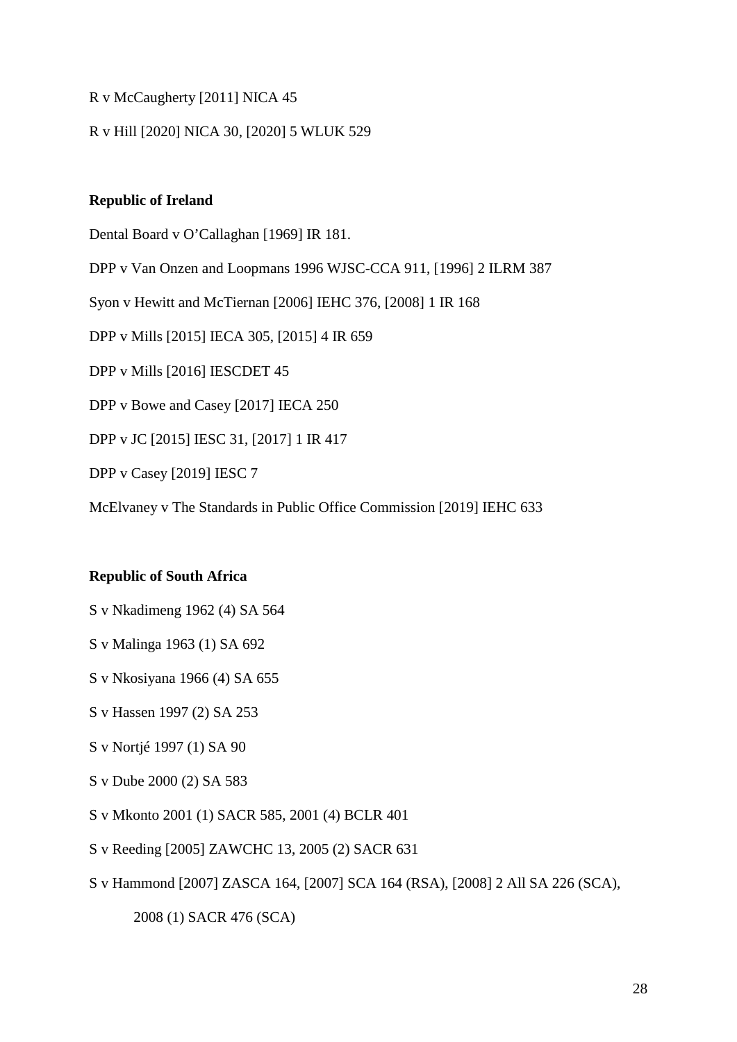R v McCaugherty [2011] NICA 45

R v Hill [2020] NICA 30, [2020] 5 WLUK 529

**Republic of Ireland**

Dental Board v O'Callaghan [1969] IR 181.

DPP v Van Onzen and Loopmans 1996 WJSC-CCA 911, [1996] 2 ILRM 387

Syon v Hewitt and McTiernan [2006] IEHC 376, [2008] 1 IR 168

DPP v Mills [2015] IECA 305, [2015] 4 IR 659

DPP v Mills [2016] IESCDET 45

DPP v Bowe and Casey [2017] IECA 250

DPP v JC [2015] IESC 31, [2017] 1 IR 417

DPP v Casey [2019] IESC 7

McElvaney v The Standards in Public Office Commission [2019] IEHC 633

**Republic of South Africa**

S v Nkadimeng 1962 (4) SA 564

S v Malinga 1963 (1) SA 692

S v Nkosiyana 1966 (4) SA 655

S v Hassen 1997 (2) SA 253

S v Nortjé 1997 (1) SA 90

S v Dube 2000 (2) SA 583

S v Mkonto 2001 (1) SACR 585, 2001 (4) BCLR 401

S v Reeding [2005] ZAWCHC 13, 2005 (2) SACR 631

S v Hammond [2007] ZASCA 164, [2007] SCA 164 (RSA), [2008] 2 All SA 226 (SCA), 2008 (1) SACR 476 (SCA)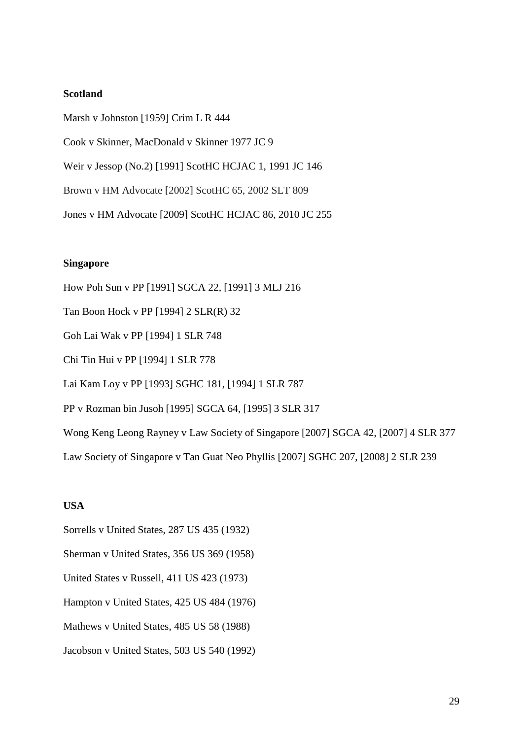**Scotland**

Marsh v Johnston [1959] Crim L R 444

Cook v Skinner, MacDonald v Skinner 1977 JC 9

Weir v Jessop (No.2) [1991] ScotHC HCJAC 1, 1991 JC 146

Brown v HM Advocate [2002] ScotHC 65, 2002 SLT 809

Jones v HM Advocate [2009] ScotHC HCJAC 86, 2010 JC 255

**Singapore**

How Poh Sun v PP [1991] SGCA 22, [1991] 3 MLJ 216

Tan Boon Hock v PP [1994] 2 SLR(R) 32

Goh Lai Wak v PP [1994] 1 SLR 748

Chi Tin Hui v PP [1994] 1 SLR 778

Lai Kam Loy v PP [1993] SGHC 181, [1994] 1 SLR 787

PP v Rozman bin Jusoh [1995] SGCA 64, [1995] 3 SLR 317

Wong Keng Leong Rayney v Law Society of Singapore [2007] SGCA 42, [2007] 4 SLR 377

Law Society of Singapore v Tan Guat Neo Phyllis [2007] SGHC 207, [2008] 2 SLR 239

**USA**

Sorrells v United States, 287 US 435 (1932)

Sherman v United States, 356 US 369 (1958)

United States v Russell, 411 US 423 (1973)

Hampton v United States, 425 US 484 (1976)

Mathews v United States, 485 US 58 (1988)

Jacobson v United States, 503 US 540 (1992)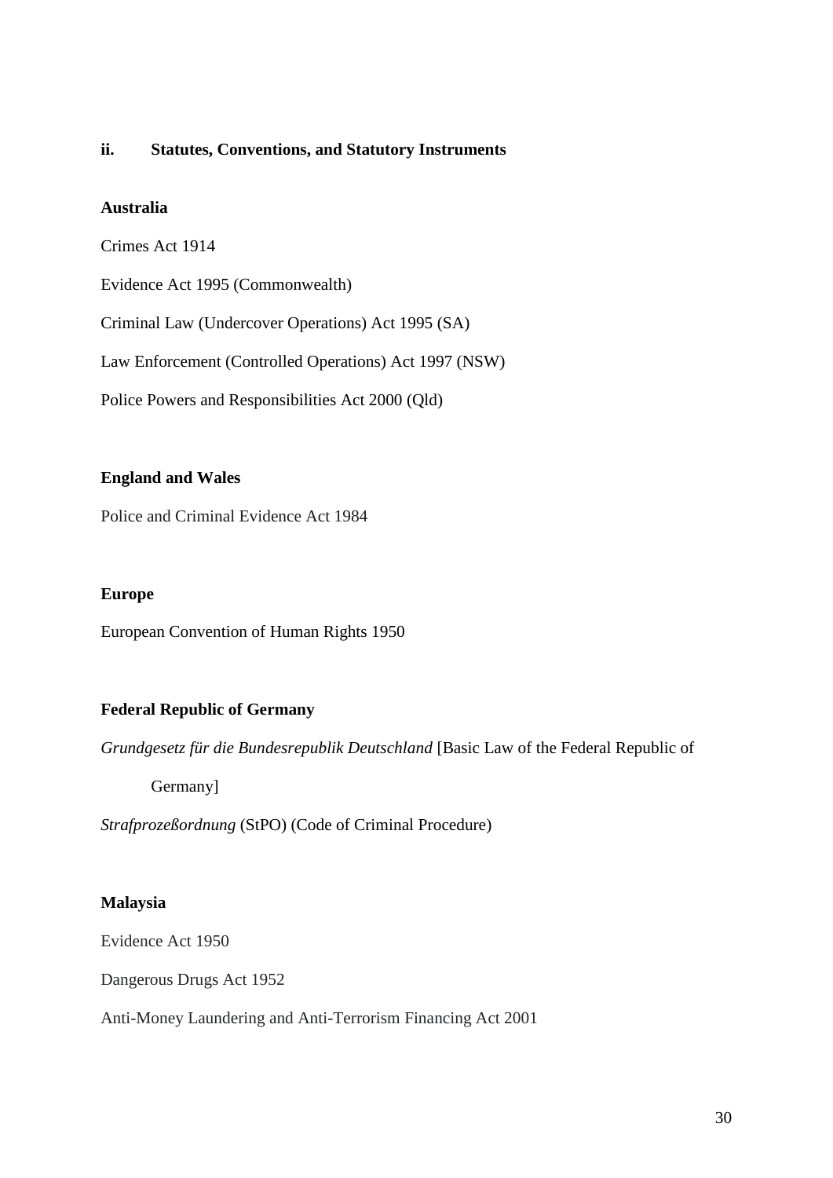## ii. Statutes, Conventions, and Statutory Instruments

**Australia**

Crimes Act 1914

Evidence Act 1995 (Commonwealth)

Criminal Law (Undercover Operations) Act 1995 (SA)

Law Enforcement (Controlled Operations) Act 1997 (NSW)

Police Powers and Responsibilities Act 2000 (Qld)

**England and Wales**

Police and Criminal Evidence Act 1984

**Europe**

European Convention of Human Rights 1950

**Federal Republic of Germany**

*Grundgesetz für die Bundesrepublik Deutschland* [Basic Law of the Federal Republic of Germany]

*Strafprozeßordnung* (StPO) (Code of Criminal Procedure)

**Malaysia**

Evidence Act 1950

Dangerous Drugs Act 1952

Anti-Money Laundering and Anti-Terrorism Financing Act 2001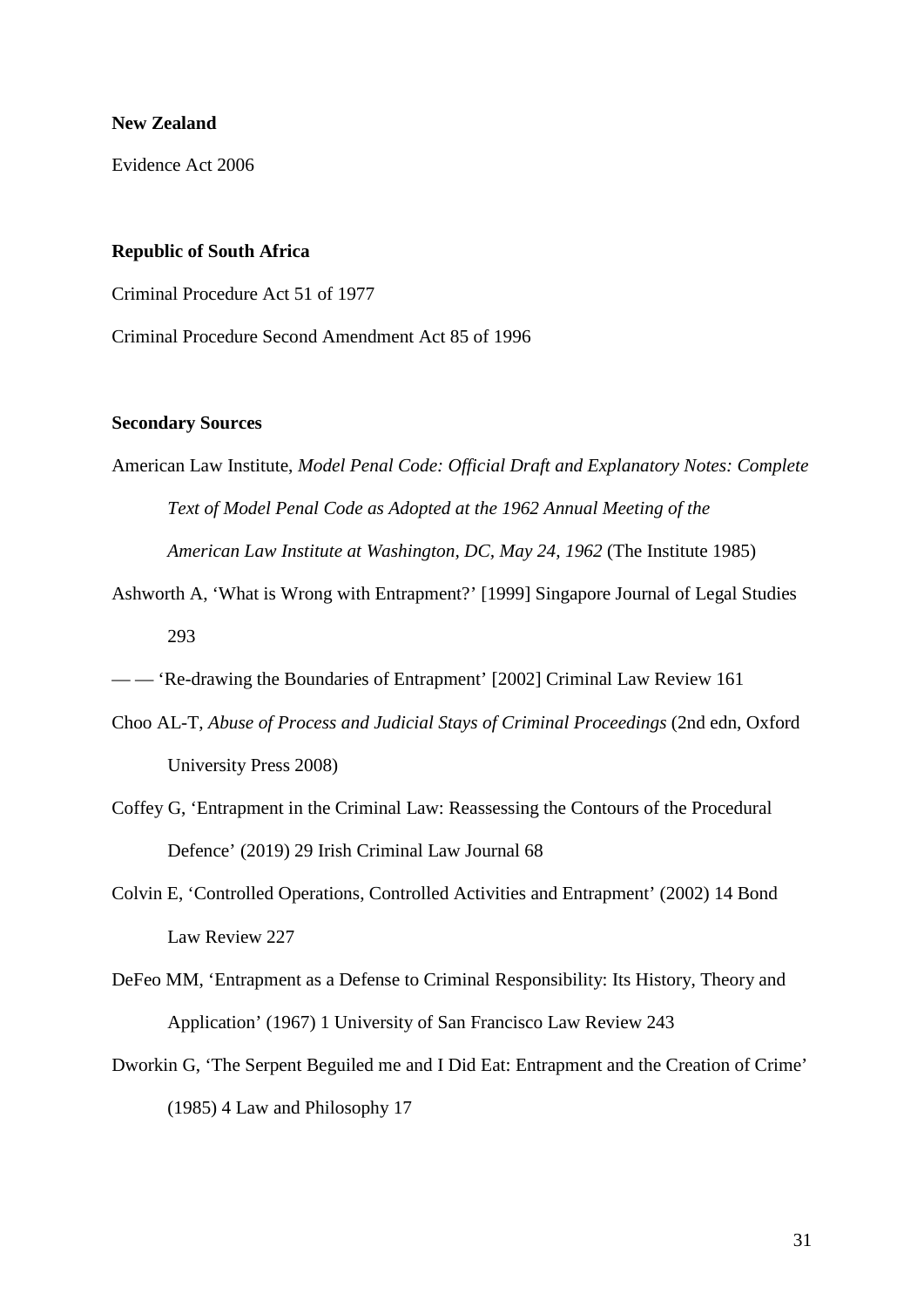**New Zealand**

Evidence Act 2006

**Republic of South Africa**

Criminal Procedure Act 51 of 1977

Criminal Procedure Second Amendment Act 85 of 1996

**Secondary Sources**

American Law Institute, *Model Penal Code: Official Draft and Explanatory Notes: Complete Text of Model Penal Code as Adopted at the 1962 Annual Meeting of the American Law Institute at Washington, DC, May 24, 1962* (The Institute 1985)

Ashworth A, 'What is Wrong with Entrapment?' [1999] Singapore Journal of Legal Studies 293

— — 'Re-drawing the Boundaries of Entrapment' [2002] Criminal Law Review 161

Choo AL-T, *Abuse of Process and Judicial Stays of Criminal Proceedings* (2nd edn, Oxford University Press 2008)

Coffey G, 'Entrapment in the Criminal Law: Reassessing the Contours of the Procedural Defence' (2019) 29 Irish Criminal Law Journal 68

Colvin E, 'Controlled Operations, Controlled Activities and Entrapment' (2002) 14 Bond Law Review 227

DeFeo MM, 'Entrapment as a Defense to Criminal Responsibility: Its History, Theory and Application' (1967) 1 University of San Francisco Law Review 243

Dworkin G, 'The Serpent Beguiled me and I Did Eat: Entrapment and the Creation of Crime' (1985) 4 Law and Philosophy 17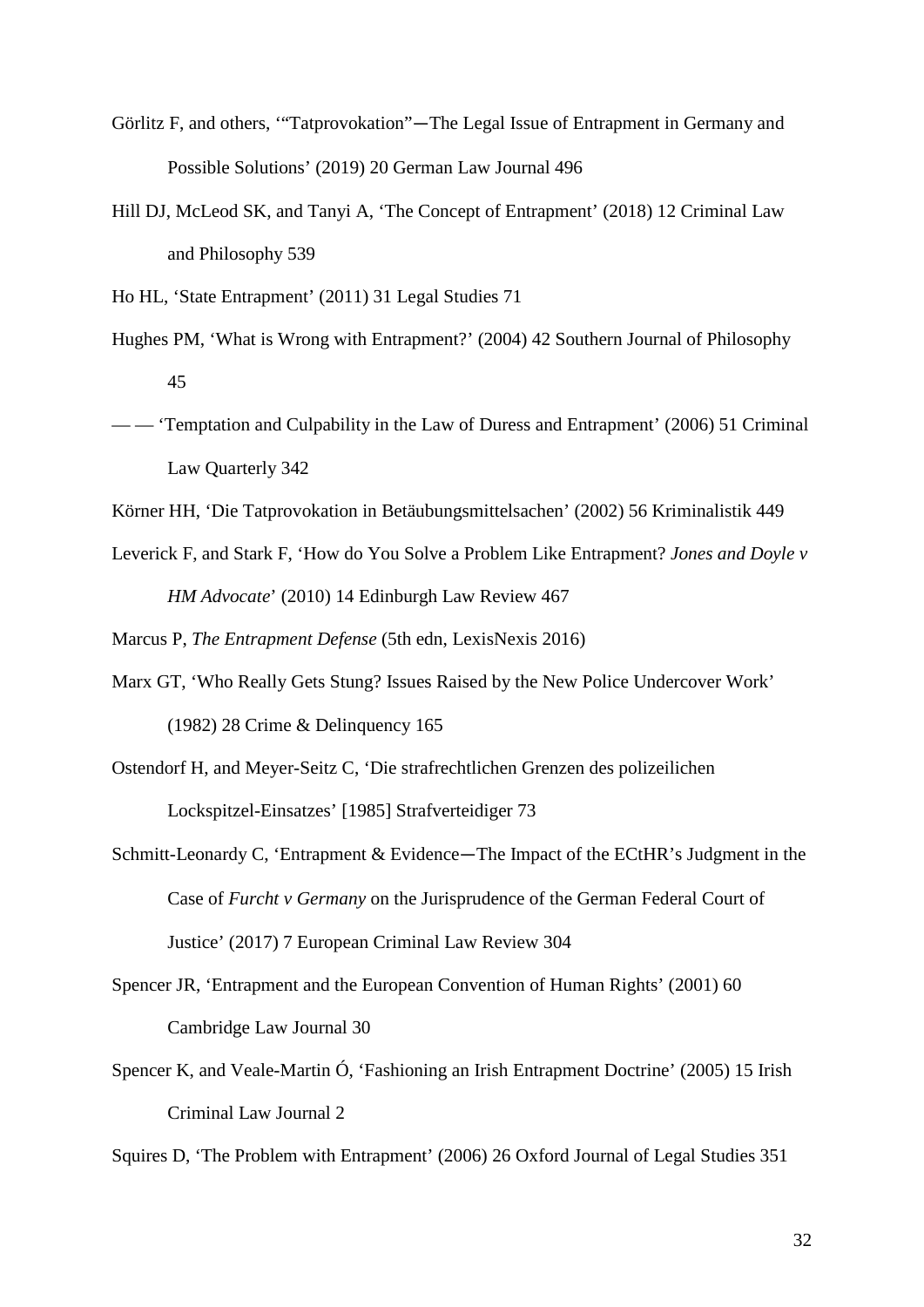Görlitz F, and others, '"Tatprovokation"—The Legal Issue of Entrapment in Germany and Possible Solutions' (2019) 20 German Law Journal 496

Hill DJ, McLeod SK, and Tanyi A, 'The Concept of Entrapment' (2018) 12 Criminal Law and Philosophy 539

Ho HL, 'State Entrapment' (2011) 31 Legal Studies 71

Hughes PM, 'What is Wrong with Entrapment?' (2004) 42 Southern Journal of Philosophy 45

— — 'Temptation and Culpability in the Law of Duress and Entrapment' (2006) 51 Criminal Law Quarterly 342

Körner HH, 'Die Tatprovokation in Betäubungsmittelsachen' (2002) 56 Kriminalistik 449

Leverick F, and Stark F, 'How do You Solve a Problem Like Entrapment? *Jones and Doyle v HM Advocate*' (2010) 14 Edinburgh Law Review 467

Marcus P, *The Entrapment Defense* (5th edn, LexisNexis 2016)

Marx GT, 'Who Really Gets Stung? Issues Raised by the New Police Undercover Work' (1982) 28 Crime & Delinquency 165

Ostendorf H, and Meyer-Seitz C, 'Die strafrechtlichen Grenzen des polizeilichen Lockspitzel-Einsatzes' [1985] Strafverteidiger 73

Schmitt-Leonardy C, 'Entrapment & Evidence—The Impact of the ECtHR's Judgment in the Case of *Furcht v Germany* on the Jurisprudence of the German Federal Court of Justice' (2017) 7 European Criminal Law Review 304

Spencer JR, 'Entrapment and the European Convention of Human Rights' (2001) 60 Cambridge Law Journal 30

Spencer K, and Veale-Martin Ó, 'Fashioning an Irish Entrapment Doctrine' (2005) 15 Irish Criminal Law Journal 2

Squires D, 'The Problem with Entrapment' (2006) 26 Oxford Journal of Legal Studies 351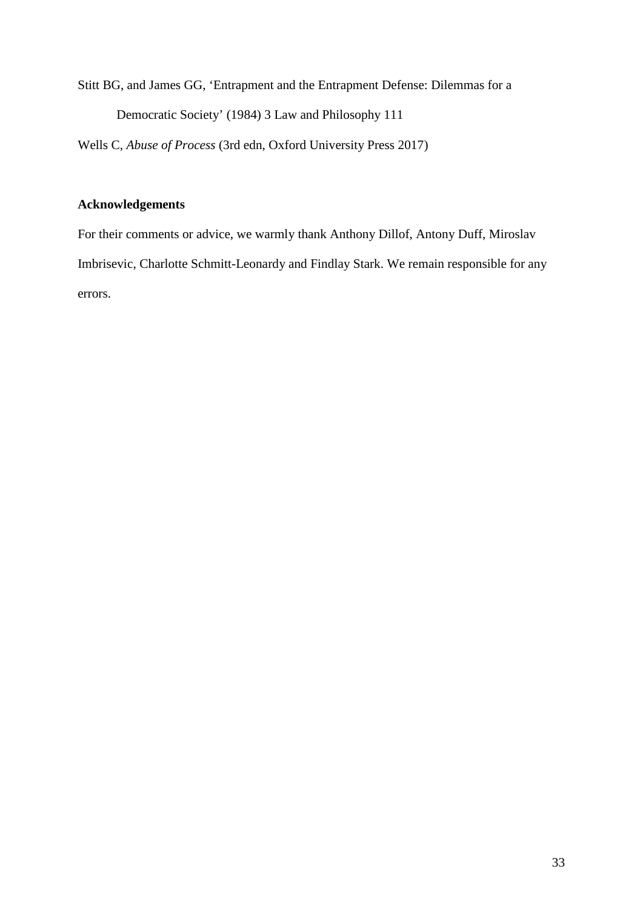Stitt BG, and James GG, 'Entrapment and the Entrapment Defense: Dilemmas for a Democratic Society' (1984) 3 Law and Philosophy 111

Wells C, *Abuse of Process* (3rd edn, Oxford University Press 2017)

**Acknowledgements**

For their comments or advice, we warmly thank Anthony Dillof, Antony Duff, Miroslav Imbrisevic, Charlotte Schmitt-Leonardy and Findlay Stark. We remain responsible for any errors.